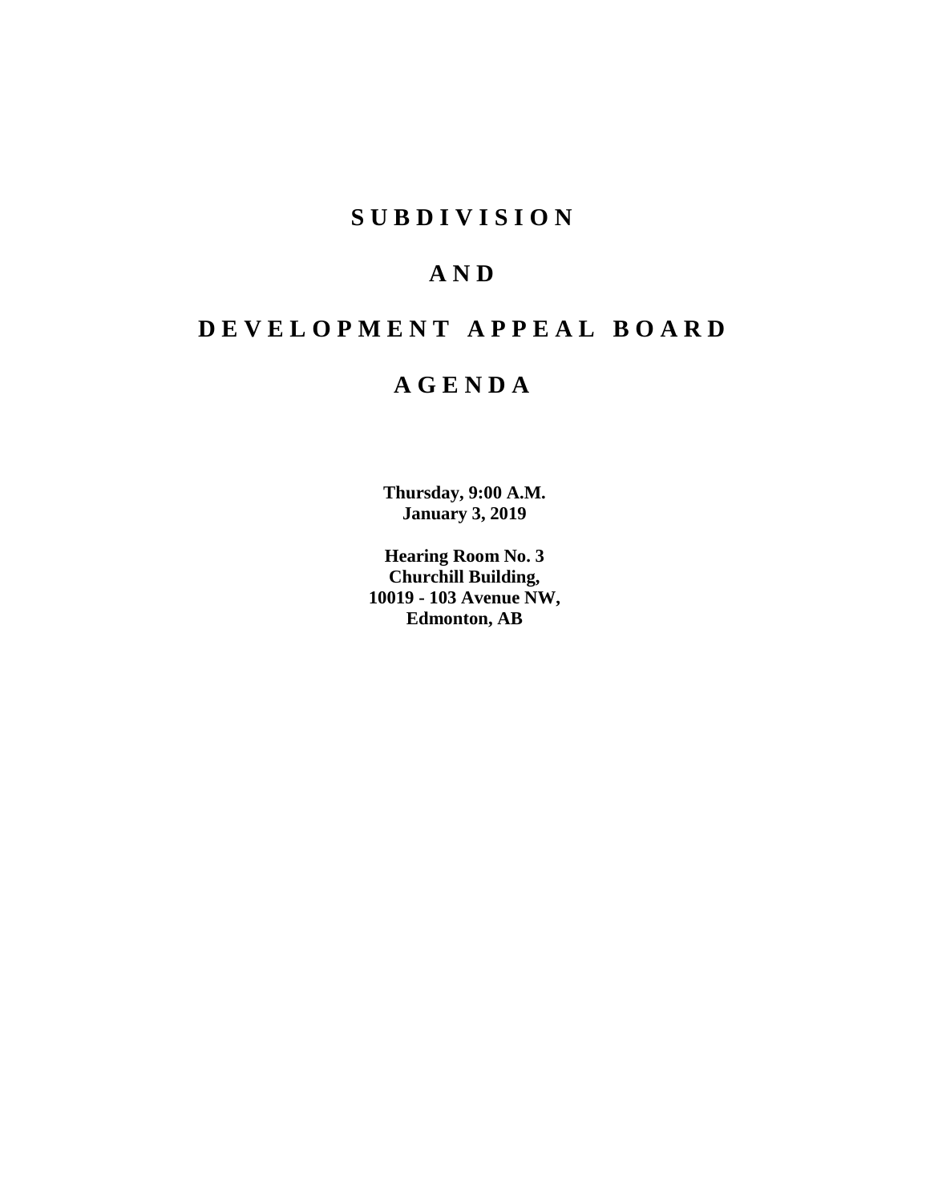# S U B D I V I S I O N

# A N D

# D E V E L O P M E N T A P P E A L B O A R D

# A G E N D A

**Thursday, 9:00 A.M.**
**January 3, 2019**

**Hearing Room No. 3**
**Churchill Building,**
**10019 - 103 Avenue NW,**
**Edmonton, AB**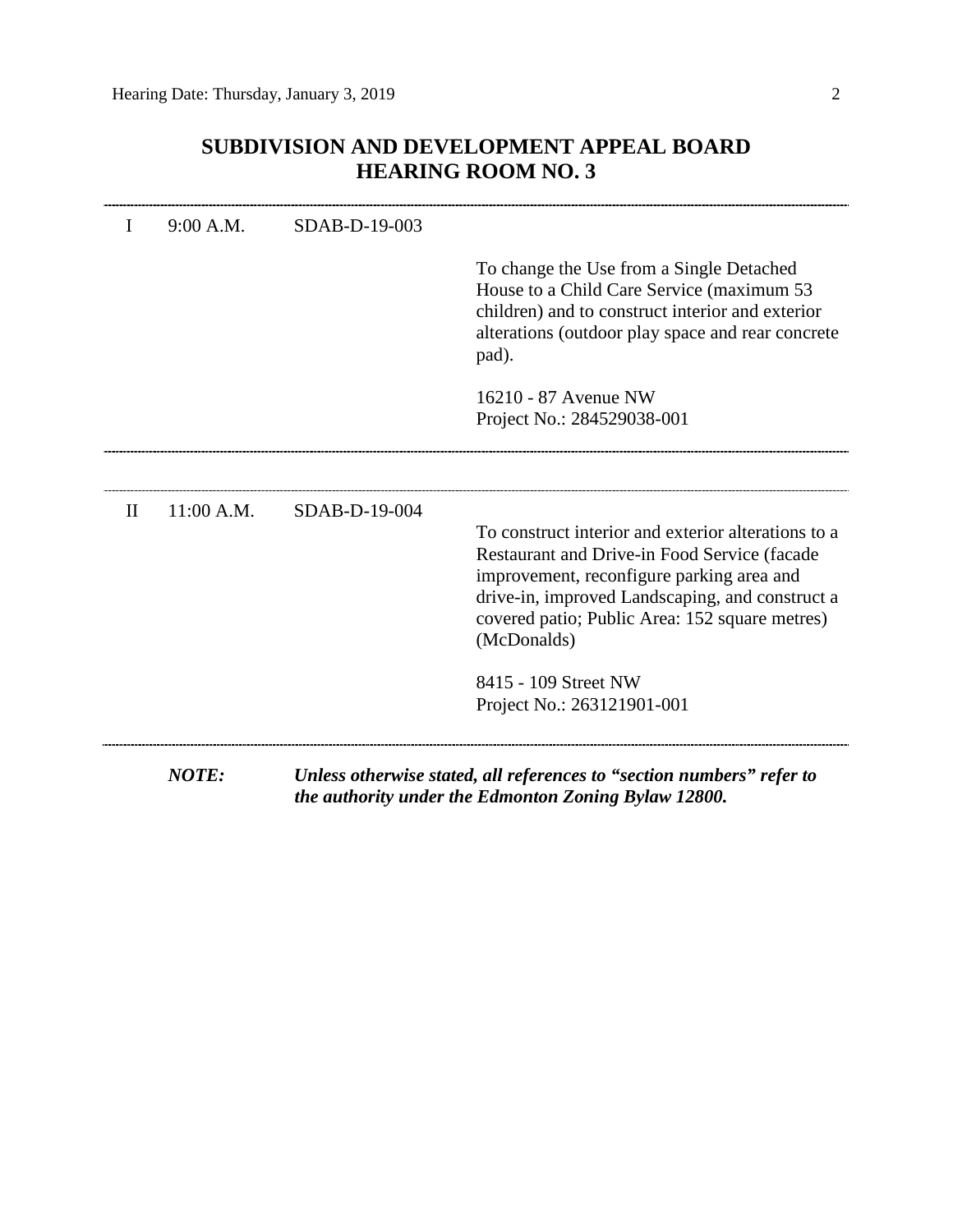# SUBDIVISION AND DEVELOPMENT APPEAL BOARD
# HEARING ROOM NO. 3

---

| | | | |
|---|---|---|---|
| I | 9:00 A.M. | SDAB-D-19-003 | To change the Use from a Single Detached House to a Child Care Service (maximum 53 children) and to construct interior and exterior alterations (outdoor play space and rear concrete pad).<br><br>16210 - 87 Avenue NW<br>Project No.: 284529038-001 |

---

| | | | |
|---|---|---|---|
| II | 11:00 A.M. | SDAB-D-19-004 | To construct interior and exterior alterations to a Restaurant and Drive-in Food Service (facade improvement, reconfigure parking area and drive-in, improved Landscaping, and construct a covered patio; Public Area: 152 square metres) (McDonalds)<br><br>8415 - 109 Street NW<br>Project No.: 263121901-001 |

---

***NOTE:*** ***Unless otherwise stated, all references to "section numbers" refer to the authority under the Edmonton Zoning Bylaw 12800.***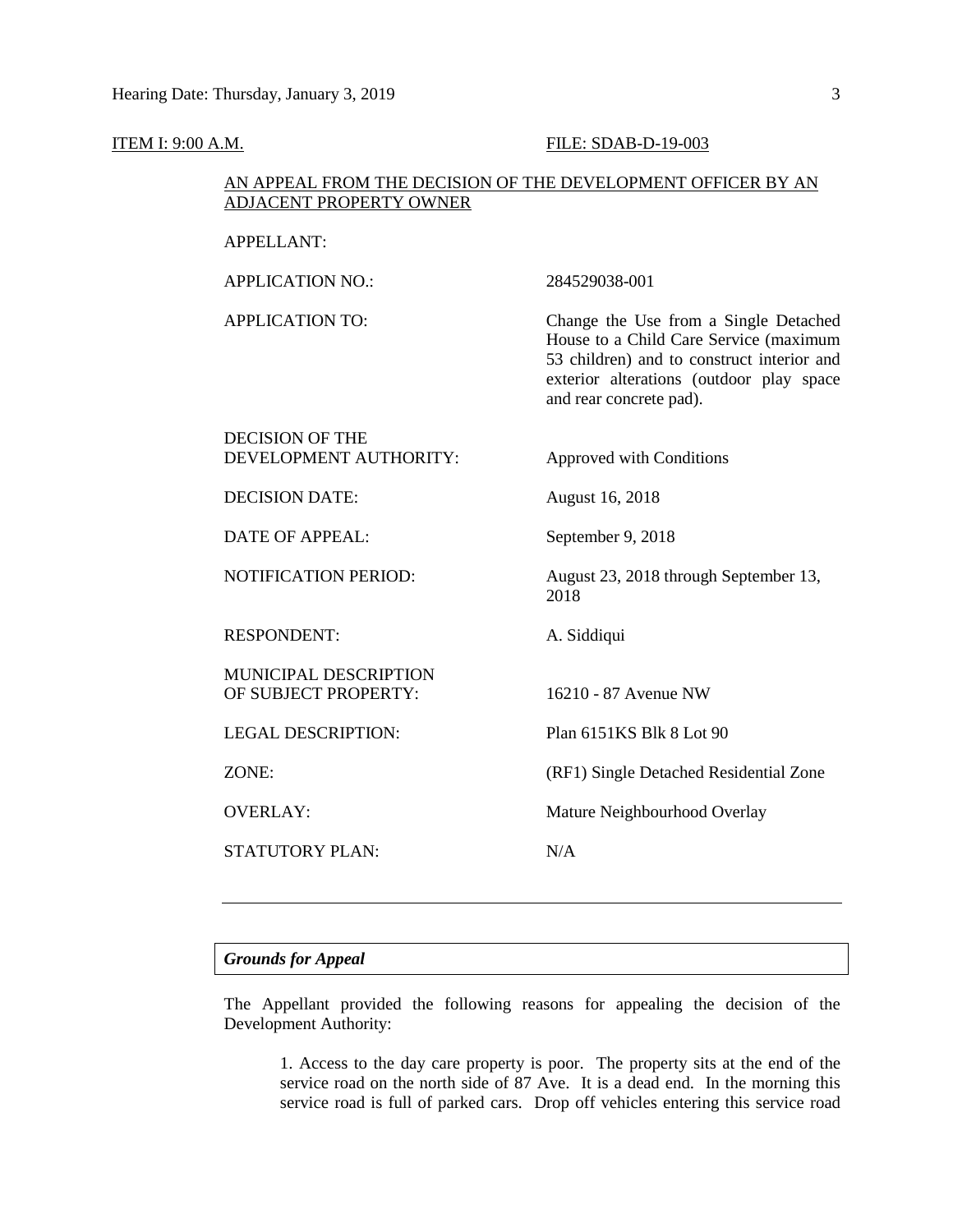ITEM I: 9:00 A.M. FILE: SDAB-D-19-003

AN APPEAL FROM THE DECISION OF THE DEVELOPMENT OFFICER BY AN ADJACENT PROPERTY OWNER

| | |
|---|---|
| APPELLANT: | |
| APPLICATION NO.: | 284529038-001 |
| APPLICATION TO: | Change the Use from a Single Detached House to a Child Care Service (maximum 53 children) and to construct interior and exterior alterations (outdoor play space and rear concrete pad). |
| DECISION OF THE DEVELOPMENT AUTHORITY: | Approved with Conditions |
| DECISION DATE: | August 16, 2018 |
| DATE OF APPEAL: | September 9, 2018 |
| NOTIFICATION PERIOD: | August 23, 2018 through September 13, 2018 |
| RESPONDENT: | A. Siddiqui |
| MUNICIPAL DESCRIPTION OF SUBJECT PROPERTY: | 16210 - 87 Avenue NW |
| LEGAL DESCRIPTION: | Plan 6151KS Blk 8 Lot 90 |
| ZONE: | (RF1) Single Detached Residential Zone |
| OVERLAY: | Mature Neighbourhood Overlay |
| STATUTORY PLAN: | N/A |

---

### *Grounds for Appeal*

The Appellant provided the following reasons for appealing the decision of the Development Authority:

1. Access to the day care property is poor. The property sits at the end of the service road on the north side of 87 Ave. It is a dead end. In the morning this service road is full of parked cars. Drop off vehicles entering this service road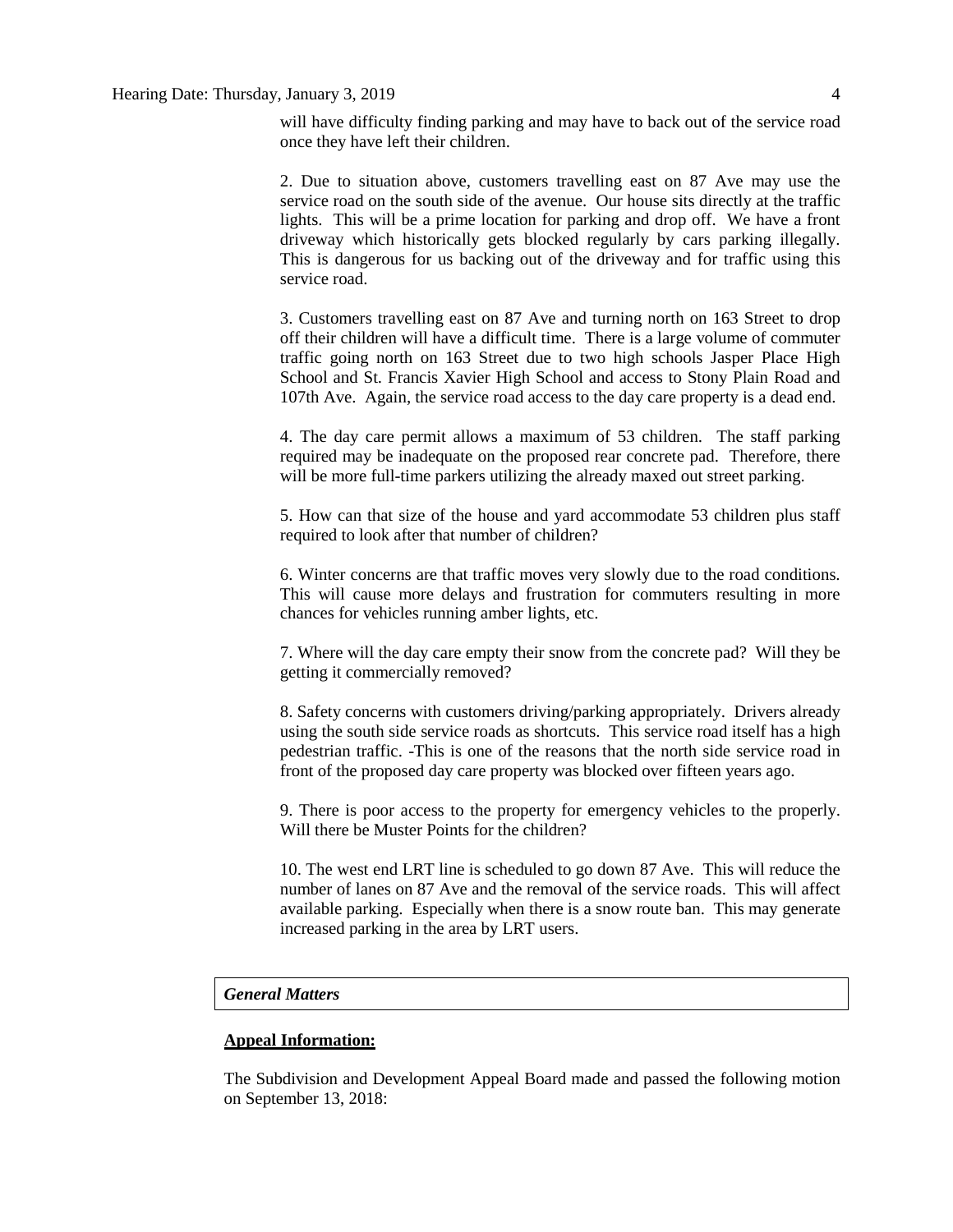will have difficulty finding parking and may have to back out of the service road once they have left their children.

2. Due to situation above, customers travelling east on 87 Ave may use the service road on the south side of the avenue. Our house sits directly at the traffic lights. This will be a prime location for parking and drop off. We have a front driveway which historically gets blocked regularly by cars parking illegally. This is dangerous for us backing out of the driveway and for traffic using this service road.

3. Customers travelling east on 87 Ave and turning north on 163 Street to drop off their children will have a difficult time. There is a large volume of commuter traffic going north on 163 Street due to two high schools Jasper Place High School and St. Francis Xavier High School and access to Stony Plain Road and 107th Ave. Again, the service road access to the day care property is a dead end.

4. The day care permit allows a maximum of 53 children. The staff parking required may be inadequate on the proposed rear concrete pad. Therefore, there will be more full-time parkers utilizing the already maxed out street parking.

5. How can that size of the house and yard accommodate 53 children plus staff required to look after that number of children?

6. Winter concerns are that traffic moves very slowly due to the road conditions. This will cause more delays and frustration for commuters resulting in more chances for vehicles running amber lights, etc.

7. Where will the day care empty their snow from the concrete pad? Will they be getting it commercially removed?

8. Safety concerns with customers driving/parking appropriately. Drivers already using the south side service roads as shortcuts. This service road itself has a high pedestrian traffic. -This is one of the reasons that the north side service road in front of the proposed day care property was blocked over fifteen years ago.

9. There is poor access to the property for emergency vehicles to the properly. Will there be Muster Points for the children?

10. The west end LRT line is scheduled to go down 87 Ave. This will reduce the number of lanes on 87 Ave and the removal of the service roads. This will affect available parking. Especially when there is a snow route ban. This may generate increased parking in the area by LRT users.

***General Matters***

**Appeal Information:**

The Subdivision and Development Appeal Board made and passed the following motion on September 13, 2018: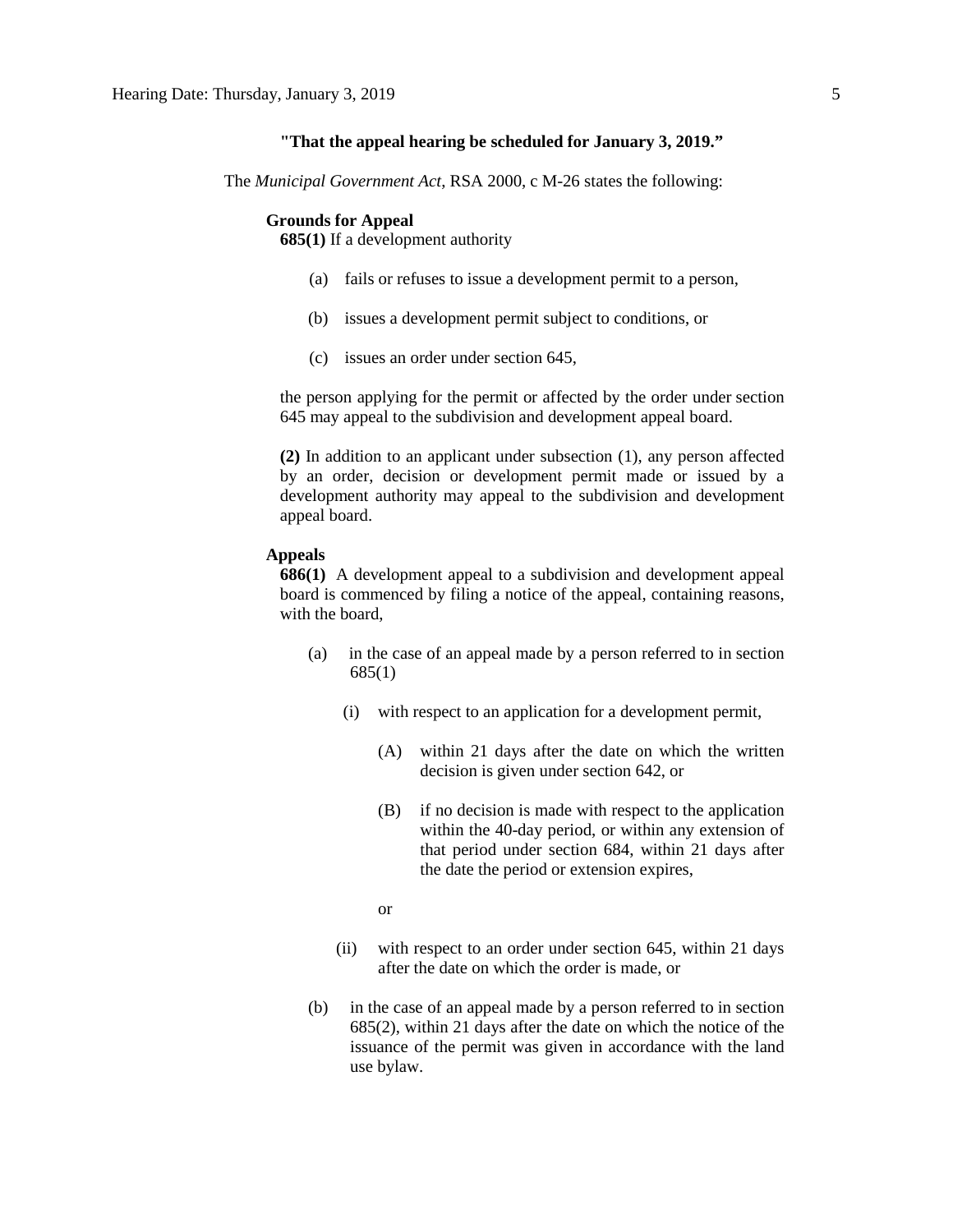**"That the appeal hearing be scheduled for January 3, 2019."**

The *Municipal Government Act*, RSA 2000, c M-26 states the following:

**Grounds for Appeal**

**685(1)** If a development authority

(a) fails or refuses to issue a development permit to a person,

(b) issues a development permit subject to conditions, or

(c) issues an order under section 645,

the person applying for the permit or affected by the order under section 645 may appeal to the subdivision and development appeal board.

**(2)** In addition to an applicant under subsection (1), any person affected by an order, decision or development permit made or issued by a development authority may appeal to the subdivision and development appeal board.

**Appeals**

**686(1)** A development appeal to a subdivision and development appeal board is commenced by filing a notice of the appeal, containing reasons, with the board,

(a) in the case of an appeal made by a person referred to in section 685(1)

(i) with respect to an application for a development permit,

(A) within 21 days after the date on which the written decision is given under section 642, or

(B) if no decision is made with respect to the application within the 40-day period, or within any extension of that period under section 684, within 21 days after the date the period or extension expires,

or

(ii) with respect to an order under section 645, within 21 days after the date on which the order is made, or

(b) in the case of an appeal made by a person referred to in section 685(2), within 21 days after the date on which the notice of the issuance of the permit was given in accordance with the land use bylaw.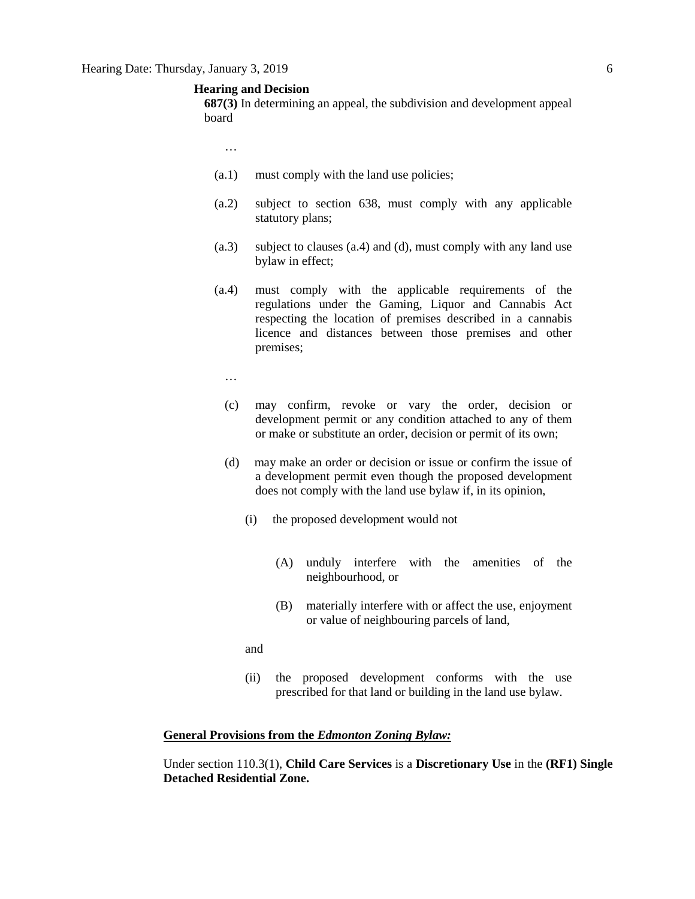**Hearing and Decision**

**687(3)** In determining an appeal, the subdivision and development appeal board

…

(a.1) must comply with the land use policies;

(a.2) subject to section 638, must comply with any applicable statutory plans;

(a.3) subject to clauses (a.4) and (d), must comply with any land use bylaw in effect;

(a.4) must comply with the applicable requirements of the regulations under the Gaming, Liquor and Cannabis Act respecting the location of premises described in a cannabis licence and distances between those premises and other premises;

…

(c) may confirm, revoke or vary the order, decision or development permit or any condition attached to any of them or make or substitute an order, decision or permit of its own;

(d) may make an order or decision or issue or confirm the issue of a development permit even though the proposed development does not comply with the land use bylaw if, in its opinion,

(i) the proposed development would not

(A) unduly interfere with the amenities of the neighbourhood, or

(B) materially interfere with or affect the use, enjoyment or value of neighbouring parcels of land,

and

(ii) the proposed development conforms with the use prescribed for that land or building in the land use bylaw.

**General Provisions from the *Edmonton Zoning Bylaw:***

Under section 110.3(1), **Child Care Services** is a **Discretionary Use** in the **(RF1) Single Detached Residential Zone.**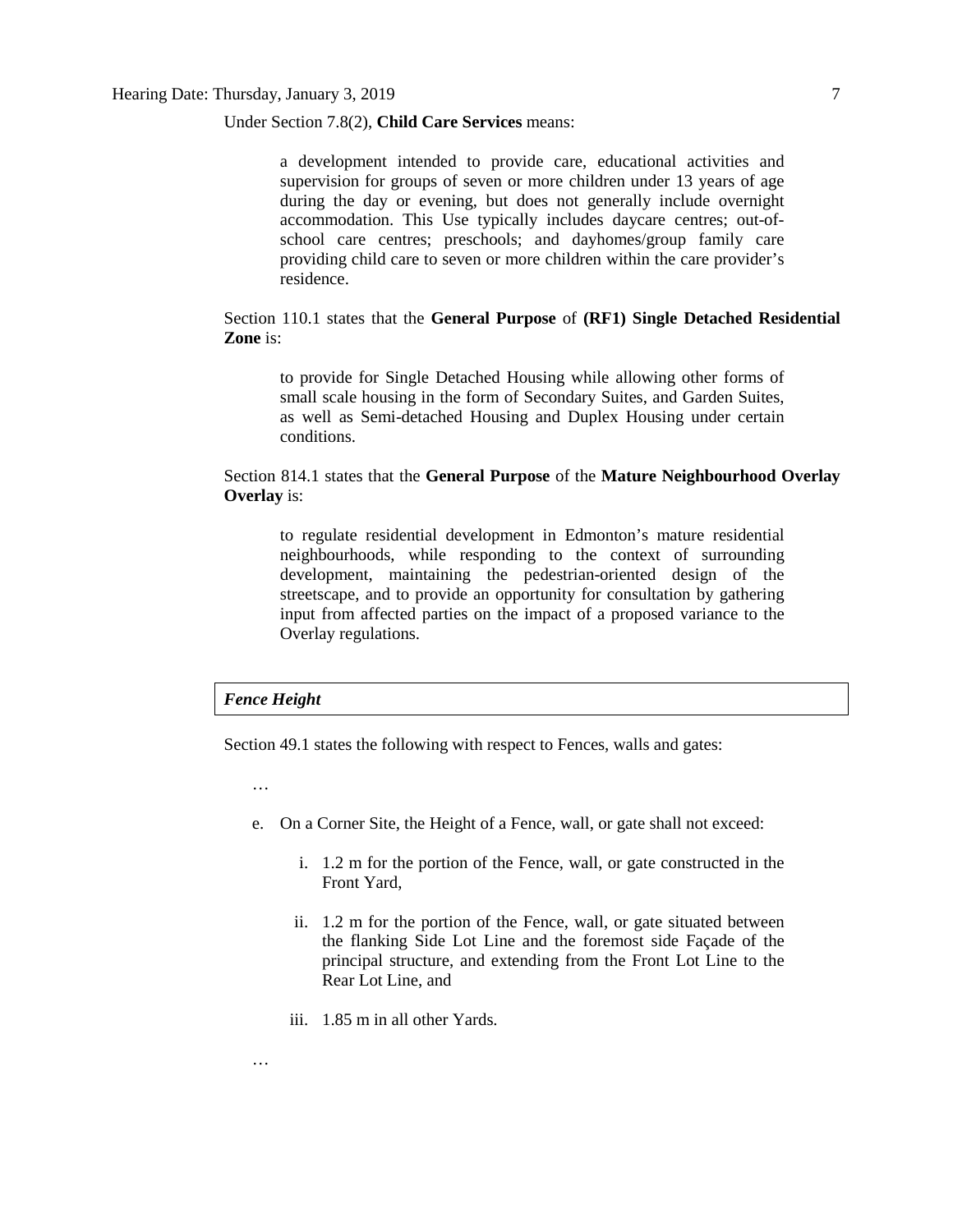Under Section 7.8(2), **Child Care Services** means:

> a development intended to provide care, educational activities and supervision for groups of seven or more children under 13 years of age during the day or evening, but does not generally include overnight accommodation. This Use typically includes daycare centres; out-of-school care centres; preschools; and dayhomes/group family care providing child care to seven or more children within the care provider's residence.

Section 110.1 states that the **General Purpose** of **(RF1) Single Detached Residential Zone** is:

> to provide for Single Detached Housing while allowing other forms of small scale housing in the form of Secondary Suites, and Garden Suites, as well as Semi-detached Housing and Duplex Housing under certain conditions.

Section 814.1 states that the **General Purpose** of the **Mature Neighbourhood Overlay Overlay** is:

> to regulate residential development in Edmonton's mature residential neighbourhoods, while responding to the context of surrounding development, maintaining the pedestrian-oriented design of the streetscape, and to provide an opportunity for consultation by gathering input from affected parties on the impact of a proposed variance to the Overlay regulations.

***Fence Height***

Section 49.1 states the following with respect to Fences, walls and gates:

…

e. On a Corner Site, the Height of a Fence, wall, or gate shall not exceed:

   i. 1.2 m for the portion of the Fence, wall, or gate constructed in the Front Yard,

   ii. 1.2 m for the portion of the Fence, wall, or gate situated between the flanking Side Lot Line and the foremost side Façade of the principal structure, and extending from the Front Lot Line to the Rear Lot Line, and

   iii. 1.85 m in all other Yards.

…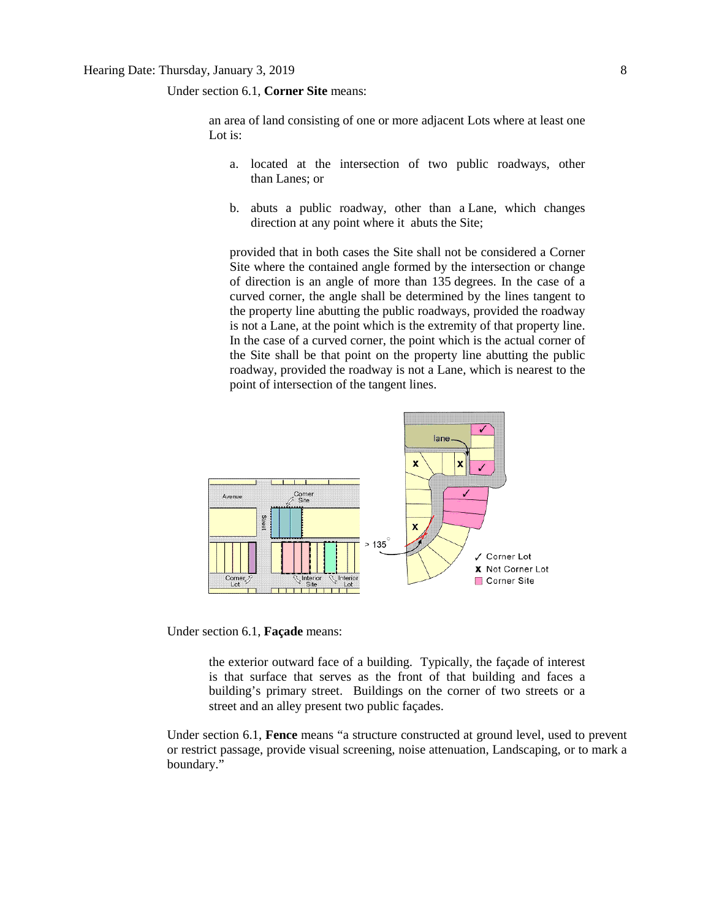Under section 6.1, **Corner Site** means:

> an area of land consisting of one or more adjacent Lots where at least one Lot is:
>
> a. located at the intersection of two public roadways, other than Lanes; or
>
> b. abuts a public roadway, other than a Lane, which changes direction at any point where it abuts the Site;
>
> provided that in both cases the Site shall not be considered a Corner Site where the contained angle formed by the intersection or change of direction is an angle of more than 135 degrees. In the case of a curved corner, the angle shall be determined by the lines tangent to the property line abutting the public roadways, provided the roadway is not a Lane, at the point which is the extremity of that property line. In the case of a curved corner, the point which is the actual corner of the Site shall be that point on the property line abutting the public roadway, provided the roadway is not a Lane, which is nearest to the point of intersection of the tangent lines.

Under section 6.1, **Façade** means:

> the exterior outward face of a building. Typically, the façade of interest is that surface that serves as the front of that building and faces a building's primary street. Buildings on the corner of two streets or a street and an alley present two public façades.

Under section 6.1, **Fence** means "a structure constructed at ground level, used to prevent or restrict passage, provide visual screening, noise attenuation, Landscaping, or to mark a boundary."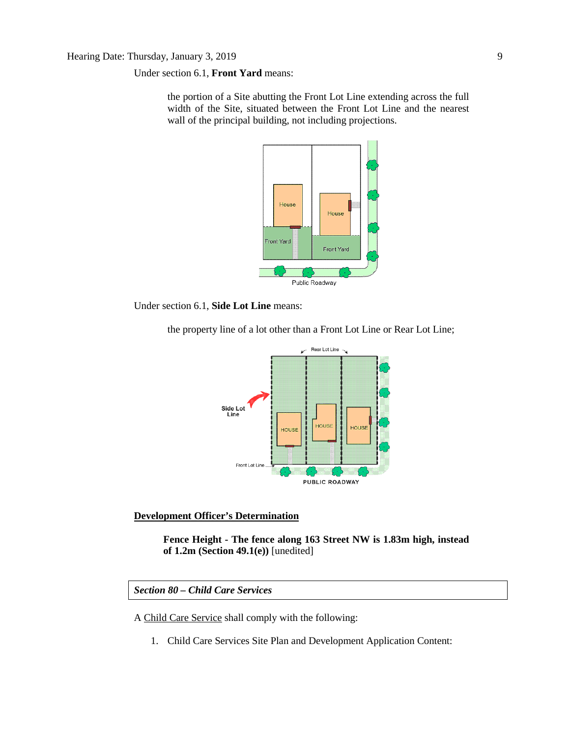Under section 6.1, **Front Yard** means:

> the portion of a Site abutting the Front Lot Line extending across the full width of the Site, situated between the Front Lot Line and the nearest wall of the principal building, not including projections.

Under section 6.1, **Side Lot Line** means:

> the property line of a lot other than a Front Lot Line or Rear Lot Line;

**Development Officer's Determination**

> **Fence Height - The fence along 163 Street NW is 1.83m high, instead of 1.2m (Section 49.1(e))** [unedited]

***Section 80 – Child Care Services***

A Child Care Service shall comply with the following:

1. Child Care Services Site Plan and Development Application Content: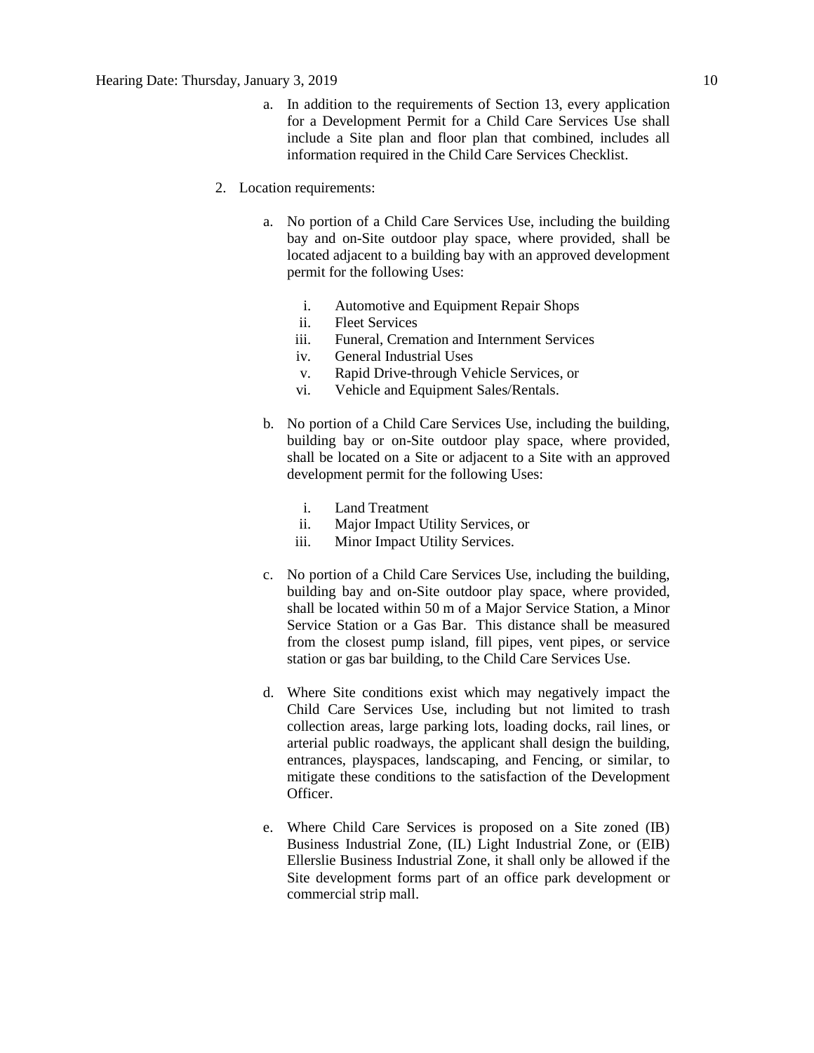a. In addition to the requirements of Section 13, every application for a Development Permit for a Child Care Services Use shall include a Site plan and floor plan that combined, includes all information required in the Child Care Services Checklist.

2. Location requirements:

   a. No portion of a Child Care Services Use, including the building bay and on-Site outdoor play space, where provided, shall be located adjacent to a building bay with an approved development permit for the following Uses:

      i. Automotive and Equipment Repair Shops
      ii. Fleet Services
      iii. Funeral, Cremation and Internment Services
      iv. General Industrial Uses
      v. Rapid Drive-through Vehicle Services, or
      vi. Vehicle and Equipment Sales/Rentals.

   b. No portion of a Child Care Services Use, including the building, building bay or on-Site outdoor play space, where provided, shall be located on a Site or adjacent to a Site with an approved development permit for the following Uses:

      i. Land Treatment
      ii. Major Impact Utility Services, or
      iii. Minor Impact Utility Services.

   c. No portion of a Child Care Services Use, including the building, building bay and on-Site outdoor play space, where provided, shall be located within 50 m of a Major Service Station, a Minor Service Station or a Gas Bar. This distance shall be measured from the closest pump island, fill pipes, vent pipes, or service station or gas bar building, to the Child Care Services Use.

   d. Where Site conditions exist which may negatively impact the Child Care Services Use, including but not limited to trash collection areas, large parking lots, loading docks, rail lines, or arterial public roadways, the applicant shall design the building, entrances, playspaces, landscaping, and Fencing, or similar, to mitigate these conditions to the satisfaction of the Development Officer.

   e. Where Child Care Services is proposed on a Site zoned (IB) Business Industrial Zone, (IL) Light Industrial Zone, or (EIB) Ellerslie Business Industrial Zone, it shall only be allowed if the Site development forms part of an office park development or commercial strip mall.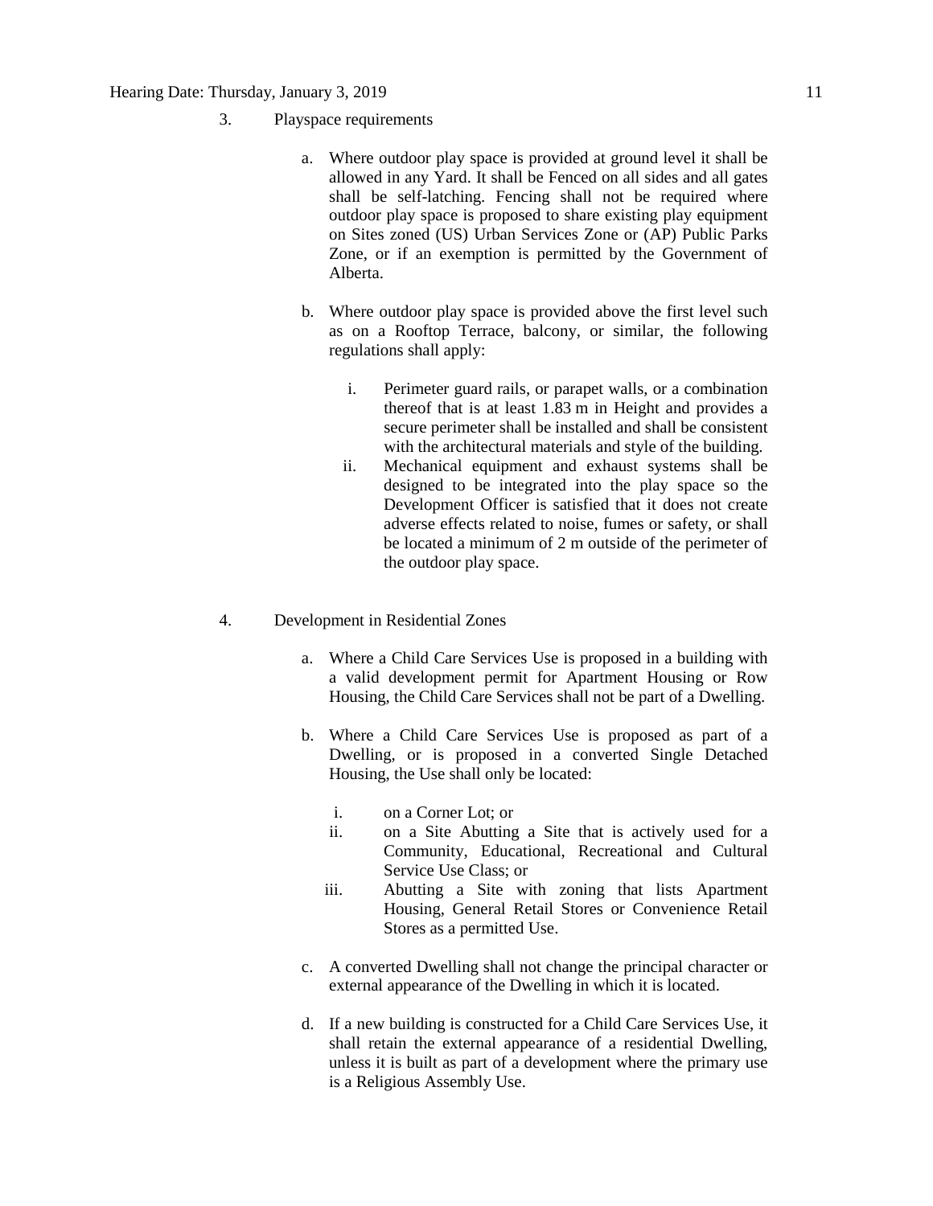3. Playspace requirements

   a. Where outdoor play space is provided at ground level it shall be allowed in any Yard. It shall be Fenced on all sides and all gates shall be self-latching. Fencing shall not be required where outdoor play space is proposed to share existing play equipment on Sites zoned (US) Urban Services Zone or (AP) Public Parks Zone, or if an exemption is permitted by the Government of Alberta.

   b. Where outdoor play space is provided above the first level such as on a Rooftop Terrace, balcony, or similar, the following regulations shall apply:

      i. Perimeter guard rails, or parapet walls, or a combination thereof that is at least 1.83 m in Height and provides a secure perimeter shall be installed and shall be consistent with the architectural materials and style of the building.
      ii. Mechanical equipment and exhaust systems shall be designed to be integrated into the play space so the Development Officer is satisfied that it does not create adverse effects related to noise, fumes or safety, or shall be located a minimum of 2 m outside of the perimeter of the outdoor play space.

4. Development in Residential Zones

   a. Where a Child Care Services Use is proposed in a building with a valid development permit for Apartment Housing or Row Housing, the Child Care Services shall not be part of a Dwelling.

   b. Where a Child Care Services Use is proposed as part of a Dwelling, or is proposed in a converted Single Detached Housing, the Use shall only be located:

      i. on a Corner Lot; or
      ii. on a Site Abutting a Site that is actively used for a Community, Educational, Recreational and Cultural Service Use Class; or
      iii. Abutting a Site with zoning that lists Apartment Housing, General Retail Stores or Convenience Retail Stores as a permitted Use.

   c. A converted Dwelling shall not change the principal character or external appearance of the Dwelling in which it is located.

   d. If a new building is constructed for a Child Care Services Use, it shall retain the external appearance of a residential Dwelling, unless it is built as part of a development where the primary use is a Religious Assembly Use.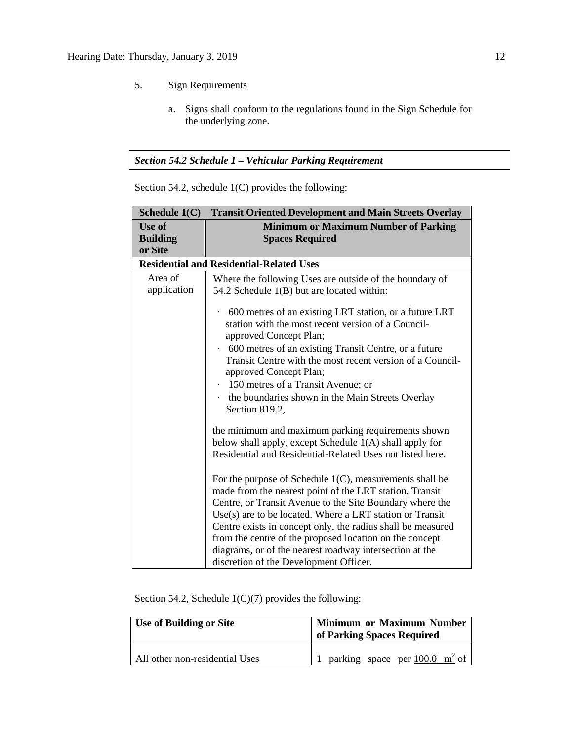5. Sign Requirements

   a. Signs shall conform to the regulations found in the Sign Schedule for the underlying zone.

***Section 54.2 Schedule 1 – Vehicular Parking Requirement***

Section 54.2, schedule 1(C) provides the following:

| **Schedule 1(C)** | **Transit Oriented Development and Main Streets Overlay** |
|---|---|
| **Use of Building or Site** | **Minimum or Maximum Number of Parking Spaces Required** |
| **Residential and Residential-Related Uses** | |
| Area of application | Where the following Uses are outside of the boundary of 54.2 Schedule 1(B) but are located within:<br><br>· 600 metres of an existing LRT station, or a future LRT station with the most recent version of a Council-approved Concept Plan;<br>· 600 metres of an existing Transit Centre, or a future Transit Centre with the most recent version of a Council-approved Concept Plan;<br>· 150 metres of a Transit Avenue; or<br>· the boundaries shown in the Main Streets Overlay Section 819.2,<br><br>the minimum and maximum parking requirements shown below shall apply, except Schedule 1(A) shall apply for Residential and Residential-Related Uses not listed here.<br><br>For the purpose of Schedule 1(C), measurements shall be made from the nearest point of the LRT station, Transit Centre, or Transit Avenue to the Site Boundary where the Use(s) are to be located. Where a LRT station or Transit Centre exists in concept only, the radius shall be measured from the centre of the proposed location on the concept diagrams, or of the nearest roadway intersection at the discretion of the Development Officer. |

Section 54.2, Schedule 1(C)(7) provides the following:

| **Use of Building or Site** | **Minimum or Maximum Number of Parking Spaces Required** |
|---|---|
| All other non-residential Uses | 1 parking space per 100.0 $m^2$ of |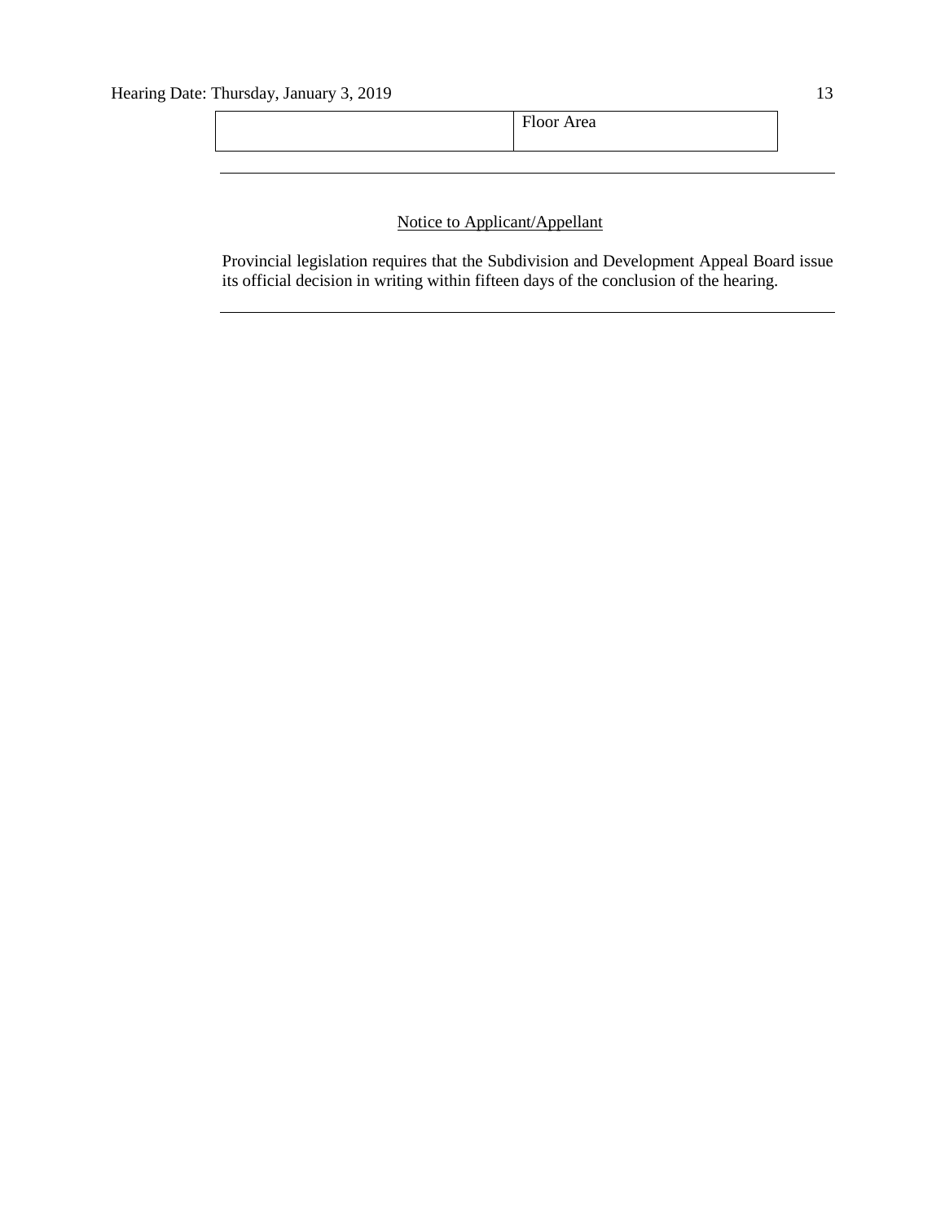| | Floor Area |
|---|---|

---

Notice to Applicant/Appellant

Provincial legislation requires that the Subdivision and Development Appeal Board issue its official decision in writing within fifteen days of the conclusion of the hearing.

---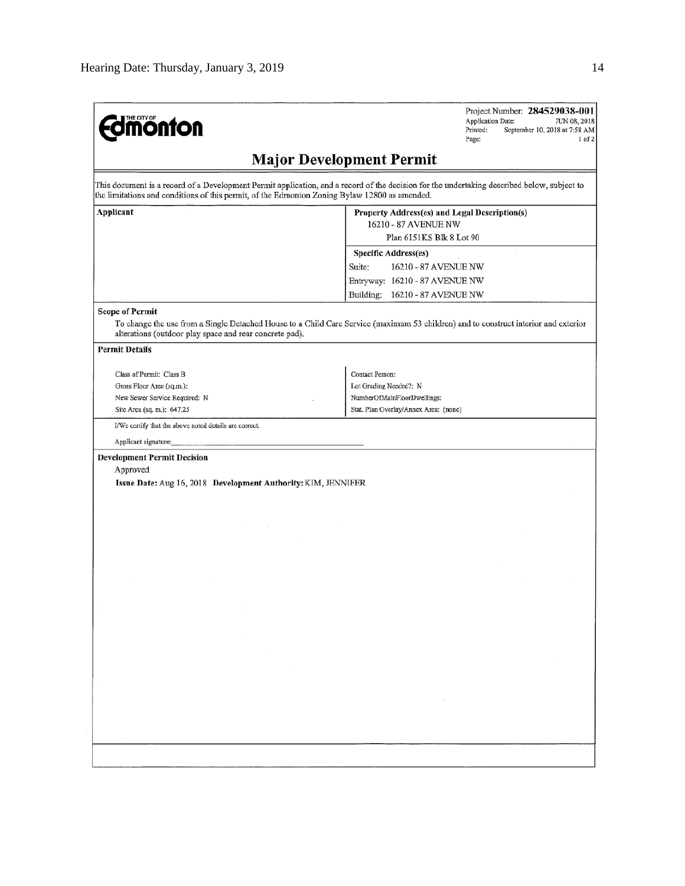Edmonton

Project Number: **284529038-001**
Application Date: JUN 08, 2018
Printed: September 10, 2018 at 7:58 AM
Page: 1 of 2

## Major Development Permit

This document is a record of a Development Permit application, and a record of the decision for the undertaking described below, subject to the limitations and conditions of this permit, of the Edmonton Zoning Bylaw 12800 as amended.

| **Applicant** | **Property Address(es) and Legal Description(s)** |
|---|---|
| | 16210 - 87 AVENUE NW |
| | Plan 6151KS Blk 8 Lot 90 |
| | **Specific Address(es)** |
| | Suite: 16210 - 87 AVENUE NW |
| | Entryway: 16210 - 87 AVENUE NW |
| | Building: 16210 - 87 AVENUE NW |

**Scope of Permit**

To change the use from a Single Detached House to a Child Care Service (maximum 53 children) and to construct interior and exterior alterations (outdoor play space and rear concrete pad).

**Permit Details**

| | |
|---|---|
| Class of Permit: Class B | Contact Person: |
| Gross Floor Area (sq.m.): | Lot Grading Needed?: N |
| New Sewer Service Required: N | NumberOfMainFloorDwellings: |
| Site Area (sq. m.): 647.25 | Stat. Plan Overlay/Annex Area: (none) |

I/We certify that the above noted details are correct.

Applicant signature:\_\_\_\_\_\_\_\_\_\_\_\_\_\_\_\_\_\_\_\_\_\_\_\_\_\_\_\_\_\_

**Development Permit Decision**

Approved

**Issue Date:** Aug 16, 2018 **Development Authority:** KIM, JENNIFER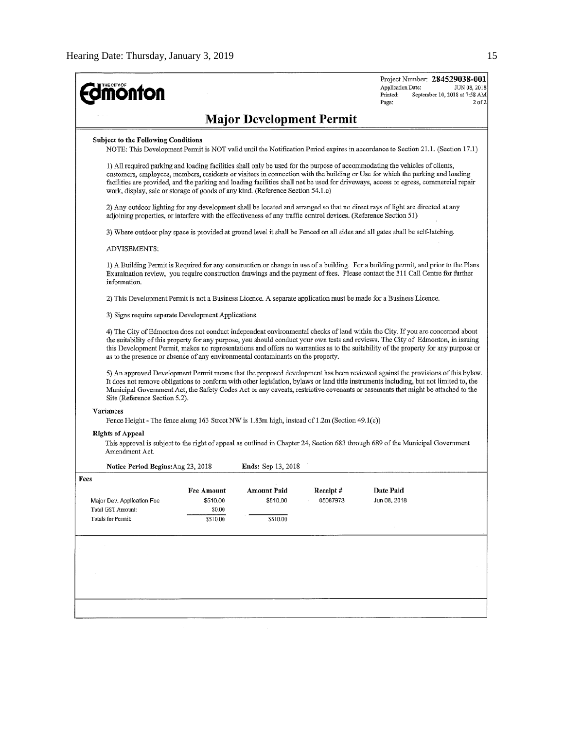**THE CITY OF Edmonton**

Project Number: **284529038-001**
Application Date: JUN 08, 2018
Printed: September 10, 2018 at 7:58 AM
Page: 2 of 2

# Major Development Permit

**Subject to the Following Conditions**

NOTE: This Development Permit is NOT valid until the Notification Period expires in accordance to Section 21.1. (Section 17.1)

1) All required parking and loading facilities shall only be used for the purpose of accommodating the vehicles of clients, customers, employees, members, residents or visitors in connection with the building or Use for which the parking and loading facilities are provided, and the parking and loading facilities shall not be used for driveways, access or egress, commercial repair work, display, sale or storage of goods of any kind. (Reference Section 54.1.c)

2) Any outdoor lighting for any development shall be located and arranged so that no direct rays of light are directed at any adjoining properties, or interfere with the effectiveness of any traffic control devices. (Reference Section 51)

3) Where outdoor play space is provided at ground level it shall be Fenced on all sides and all gates shall be self-latching.

ADVISEMENTS:

1) A Building Permit is Required for any construction or change in use of a building. For a building permit, and prior to the Plans Examination review, you require construction drawings and the payment of fees. Please contact the 311 Call Centre for further information.

2) This Development Permit is not a Business Licence. A separate application must be made for a Business Licence.

3) Signs require separate Development Applications.

4) The City of Edmonton does not conduct independent environmental checks of land within the City. If you are concerned about the suitability of this property for any purpose, you should conduct your own tests and reviews. The City of Edmonton, in issuing this Development Permit, makes no representations and offers no warranties as to the suitability of the property for any purpose or as to the presence or absence of any environmental contaminants on the property.

5) An approved Development Permit means that the proposed development has been reviewed against the provisions of this bylaw. It does not remove obligations to conform with other legislation, bylaws or land title instruments including, but not limited to, the Municipal Government Act, the Safety Codes Act or any caveats, restrictive covenants or easements that might be attached to the Site (Reference Section 5.2).

**Variances**

Fence Height - The fence along 163 Street NW is 1.83m high, instead of 1.2m (Section 49.1(e))

**Rights of Appeal**

This approval is subject to the right of appeal as outlined in Chapter 24, Section 683 through 689 of the Municipal Government Amendment Act.

**Notice Period Begins:** Aug 23, 2018 **Ends:** Sep 13, 2018

**Fees**

| | Fee Amount | Amount Paid | Receipt # | Date Paid |
|---|---|---|---|---|
| Major Dev. Application Fee | $510.00 | $510.00 | 05087973 | Jun 08, 2018 |
| Total GST Amount: | $0.00 | | | |
| Totals for Permit: | $510.00 | $510.00 | | |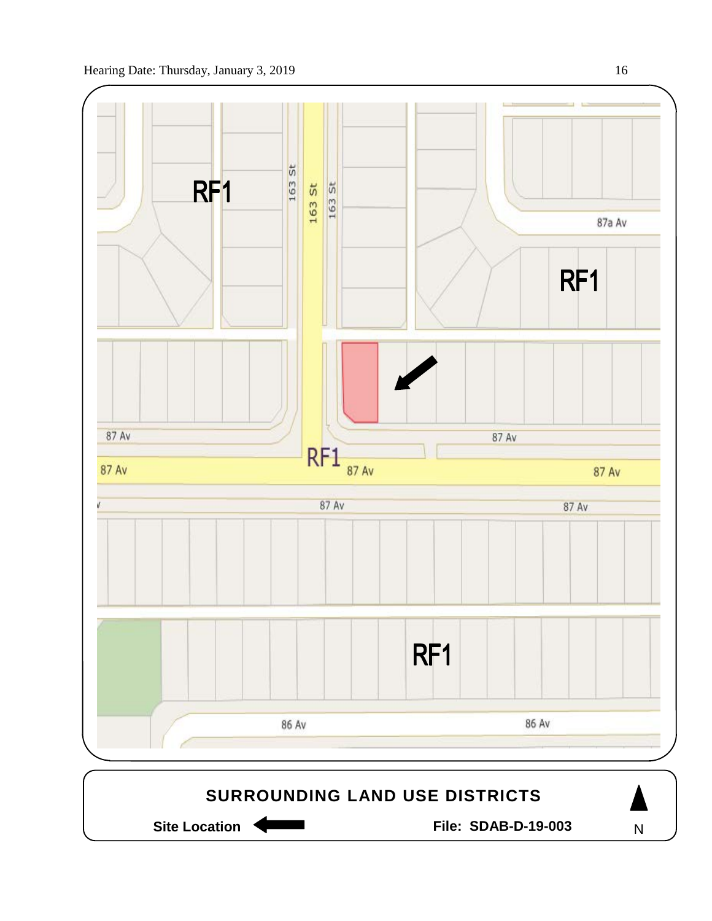RF1

163 St

163 St

163 St

87a Av

RF1

87 Av

87 Av

RF1

87 Av

87 Av

87 Av

87 Av

87 Av

RF1

86 Av

86 Av

**SURROUNDING LAND USE DISTRICTS**

**Site Location** ⟵

**File: SDAB-D-19-003**

N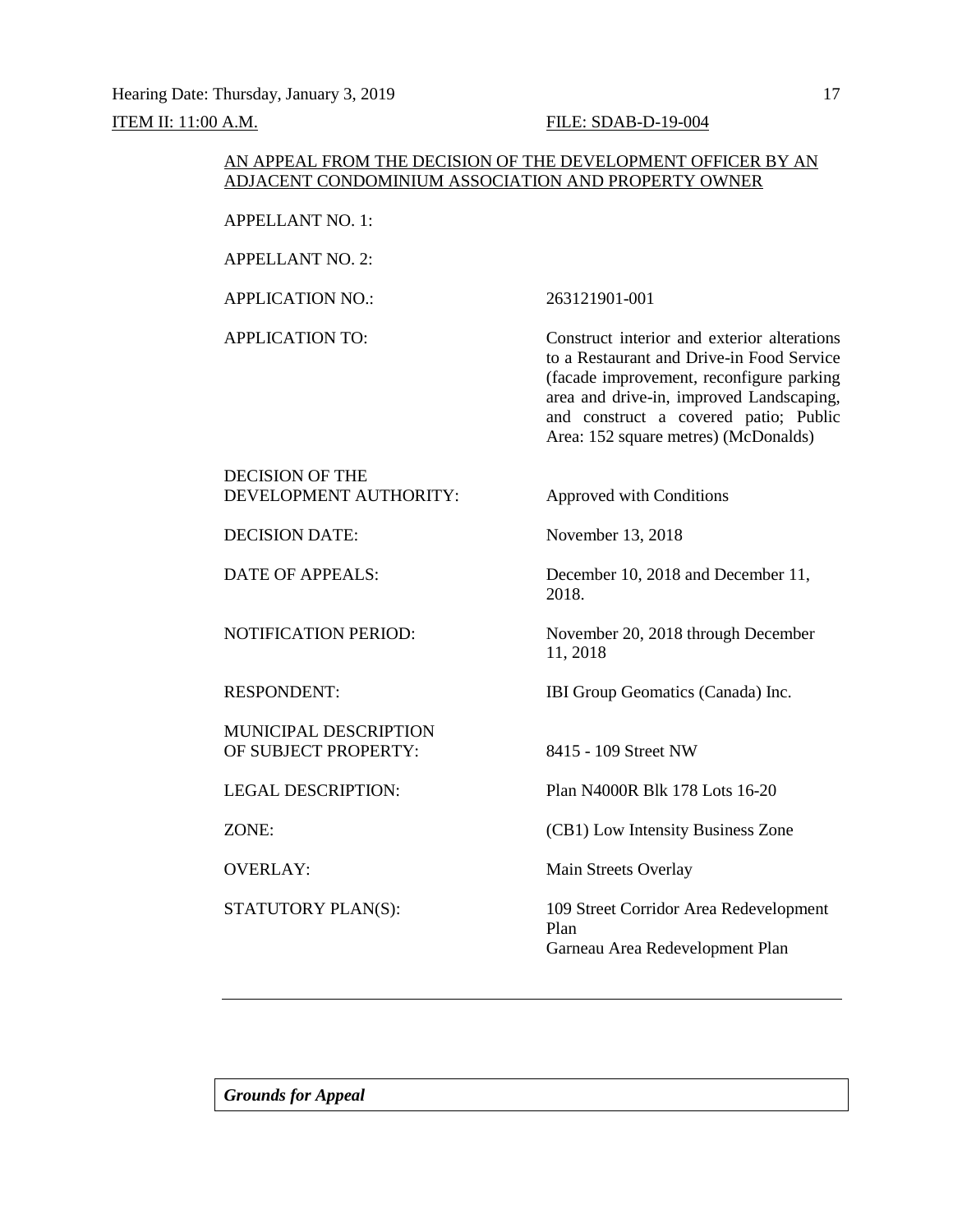ITEM II: 11:00 A.M. FILE: SDAB-D-19-004

AN APPEAL FROM THE DECISION OF THE DEVELOPMENT OFFICER BY AN ADJACENT CONDOMINIUM ASSOCIATION AND PROPERTY OWNER

| | |
|---|---|
| APPELLANT NO. 1: | |
| APPELLANT NO. 2: | |
| APPLICATION NO.: | 263121901-001 |
| APPLICATION TO: | Construct interior and exterior alterations to a Restaurant and Drive-in Food Service (facade improvement, reconfigure parking area and drive-in, improved Landscaping, and construct a covered patio; Public Area: 152 square metres) (McDonalds) |
| DECISION OF THE DEVELOPMENT AUTHORITY: | Approved with Conditions |
| DECISION DATE: | November 13, 2018 |
| DATE OF APPEALS: | December 10, 2018 and December 11, 2018. |
| NOTIFICATION PERIOD: | November 20, 2018 through December 11, 2018 |
| RESPONDENT: | IBI Group Geomatics (Canada) Inc. |
| MUNICIPAL DESCRIPTION OF SUBJECT PROPERTY: | 8415 - 109 Street NW |
| LEGAL DESCRIPTION: | Plan N4000R Blk 178 Lots 16-20 |
| ZONE: | (CB1) Low Intensity Business Zone |
| OVERLAY: | Main Streets Overlay |
| STATUTORY PLAN(S): | 109 Street Corridor Area Redevelopment Plan<br>Garneau Area Redevelopment Plan |

---

***Grounds for Appeal***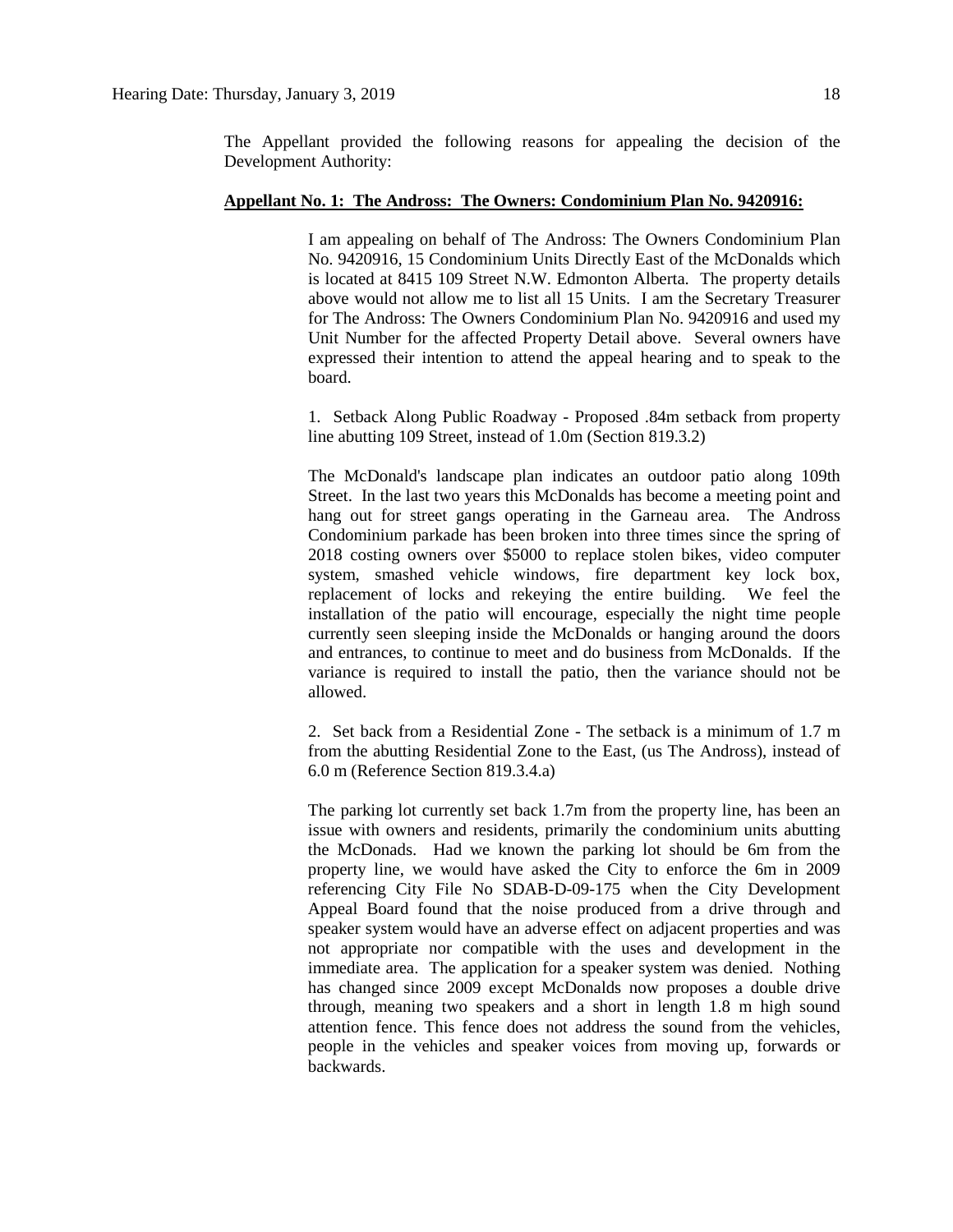The Appellant provided the following reasons for appealing the decision of the Development Authority:

**Appellant No. 1: The Andross: The Owners: Condominium Plan No. 9420916:**

I am appealing on behalf of The Andross: The Owners Condominium Plan No. 9420916, 15 Condominium Units Directly East of the McDonalds which is located at 8415 109 Street N.W. Edmonton Alberta. The property details above would not allow me to list all 15 Units. I am the Secretary Treasurer for The Andross: The Owners Condominium Plan No. 9420916 and used my Unit Number for the affected Property Detail above. Several owners have expressed their intention to attend the appeal hearing and to speak to the board.

1. Setback Along Public Roadway - Proposed .84m setback from property line abutting 109 Street, instead of 1.0m (Section 819.3.2)

The McDonald's landscape plan indicates an outdoor patio along 109th Street. In the last two years this McDonalds has become a meeting point and hang out for street gangs operating in the Garneau area. The Andross Condominium parkade has been broken into three times since the spring of 2018 costing owners over $5000 to replace stolen bikes, video computer system, smashed vehicle windows, fire department key lock box, replacement of locks and rekeying the entire building. We feel the installation of the patio will encourage, especially the night time people currently seen sleeping inside the McDonalds or hanging around the doors and entrances, to continue to meet and do business from McDonalds. If the variance is required to install the patio, then the variance should not be allowed.

2. Set back from a Residential Zone - The setback is a minimum of 1.7 m from the abutting Residential Zone to the East, (us The Andross), instead of 6.0 m (Reference Section 819.3.4.a)

The parking lot currently set back 1.7m from the property line, has been an issue with owners and residents, primarily the condominium units abutting the McDonads. Had we known the parking lot should be 6m from the property line, we would have asked the City to enforce the 6m in 2009 referencing City File No SDAB-D-09-175 when the City Development Appeal Board found that the noise produced from a drive through and speaker system would have an adverse effect on adjacent properties and was not appropriate nor compatible with the uses and development in the immediate area. The application for a speaker system was denied. Nothing has changed since 2009 except McDonalds now proposes a double drive through, meaning two speakers and a short in length 1.8 m high sound attention fence. This fence does not address the sound from the vehicles, people in the vehicles and speaker voices from moving up, forwards or backwards.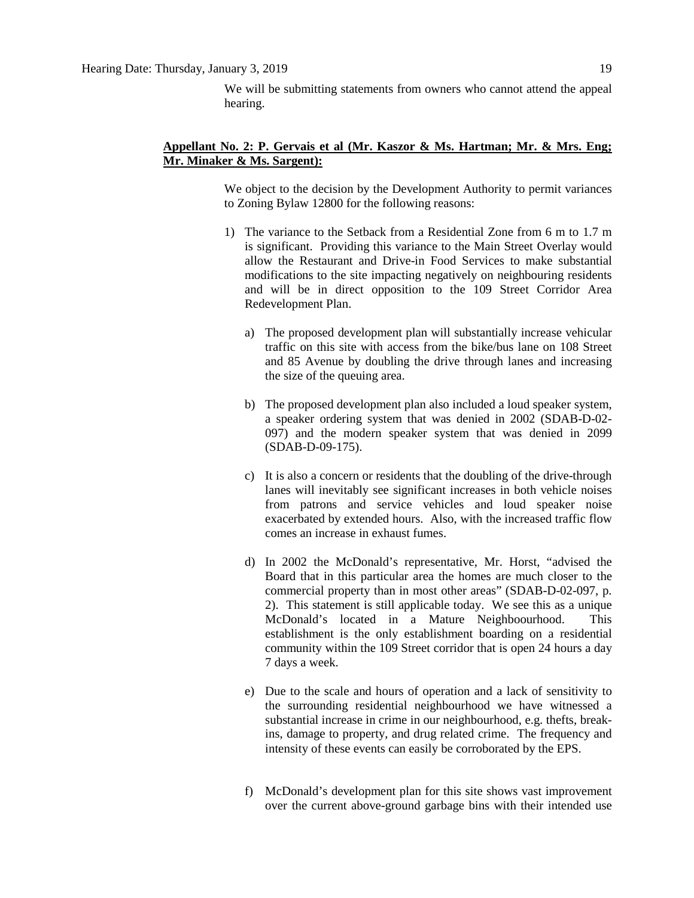We will be submitting statements from owners who cannot attend the appeal hearing.

**Appellant No. 2: P. Gervais et al (Mr. Kaszor & Ms. Hartman; Mr. & Mrs. Eng; Mr. Minaker & Ms. Sargent):**

We object to the decision by the Development Authority to permit variances to Zoning Bylaw 12800 for the following reasons:

1) The variance to the Setback from a Residential Zone from 6 m to 1.7 m is significant. Providing this variance to the Main Street Overlay would allow the Restaurant and Drive-in Food Services to make substantial modifications to the site impacting negatively on neighbouring residents and will be in direct opposition to the 109 Street Corridor Area Redevelopment Plan.

   a) The proposed development plan will substantially increase vehicular traffic on this site with access from the bike/bus lane on 108 Street and 85 Avenue by doubling the drive through lanes and increasing the size of the queuing area.

   b) The proposed development plan also included a loud speaker system, a speaker ordering system that was denied in 2002 (SDAB-D-02-097) and the modern speaker system that was denied in 2099 (SDAB-D-09-175).

   c) It is also a concern or residents that the doubling of the drive-through lanes will inevitably see significant increases in both vehicle noises from patrons and service vehicles and loud speaker noise exacerbated by extended hours. Also, with the increased traffic flow comes an increase in exhaust fumes.

   d) In 2002 the McDonald's representative, Mr. Horst, "advised the Board that in this particular area the homes are much closer to the commercial property than in most other areas" (SDAB-D-02-097, p. 2). This statement is still applicable today. We see this as a unique McDonald's located in a Mature Neighboourhood. This establishment is the only establishment boarding on a residential community within the 109 Street corridor that is open 24 hours a day 7 days a week.

   e) Due to the scale and hours of operation and a lack of sensitivity to the surrounding residential neighbourhood we have witnessed a substantial increase in crime in our neighbourhood, e.g. thefts, break-ins, damage to property, and drug related crime. The frequency and intensity of these events can easily be corroborated by the EPS.

   f) McDonald's development plan for this site shows vast improvement over the current above-ground garbage bins with their intended use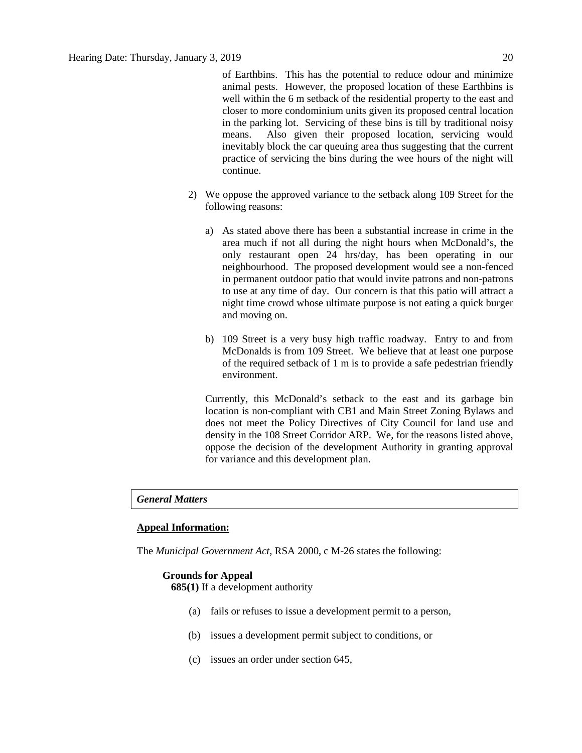of Earthbins. This has the potential to reduce odour and minimize animal pests. However, the proposed location of these Earthbins is well within the 6 m setback of the residential property to the east and closer to more condominium units given its proposed central location in the parking lot. Servicing of these bins is till by traditional noisy means. Also given their proposed location, servicing would inevitably block the car queuing area thus suggesting that the current practice of servicing the bins during the wee hours of the night will continue.

2) We oppose the approved variance to the setback along 109 Street for the following reasons:

    a) As stated above there has been a substantial increase in crime in the area much if not all during the night hours when McDonald's, the only restaurant open 24 hrs/day, has been operating in our neighbourhood. The proposed development would see a non-fenced in permanent outdoor patio that would invite patrons and non-patrons to use at any time of day. Our concern is that this patio will attract a night time crowd whose ultimate purpose is not eating a quick burger and moving on.

    b) 109 Street is a very busy high traffic roadway. Entry to and from McDonalds is from 109 Street. We believe that at least one purpose of the required setback of 1 m is to provide a safe pedestrian friendly environment.

Currently, this McDonald's setback to the east and its garbage bin location is non-compliant with CB1 and Main Street Zoning Bylaws and does not meet the Policy Directives of City Council for land use and density in the 108 Street Corridor ARP. We, for the reasons listed above, oppose the decision of the development Authority in granting approval for variance and this development plan.

***General Matters***

**Appeal Information:**

The *Municipal Government Act*, RSA 2000, c M-26 states the following:

**Grounds for Appeal**

**685(1)** If a development authority

(a) fails or refuses to issue a development permit to a person,

(b) issues a development permit subject to conditions, or

(c) issues an order under section 645,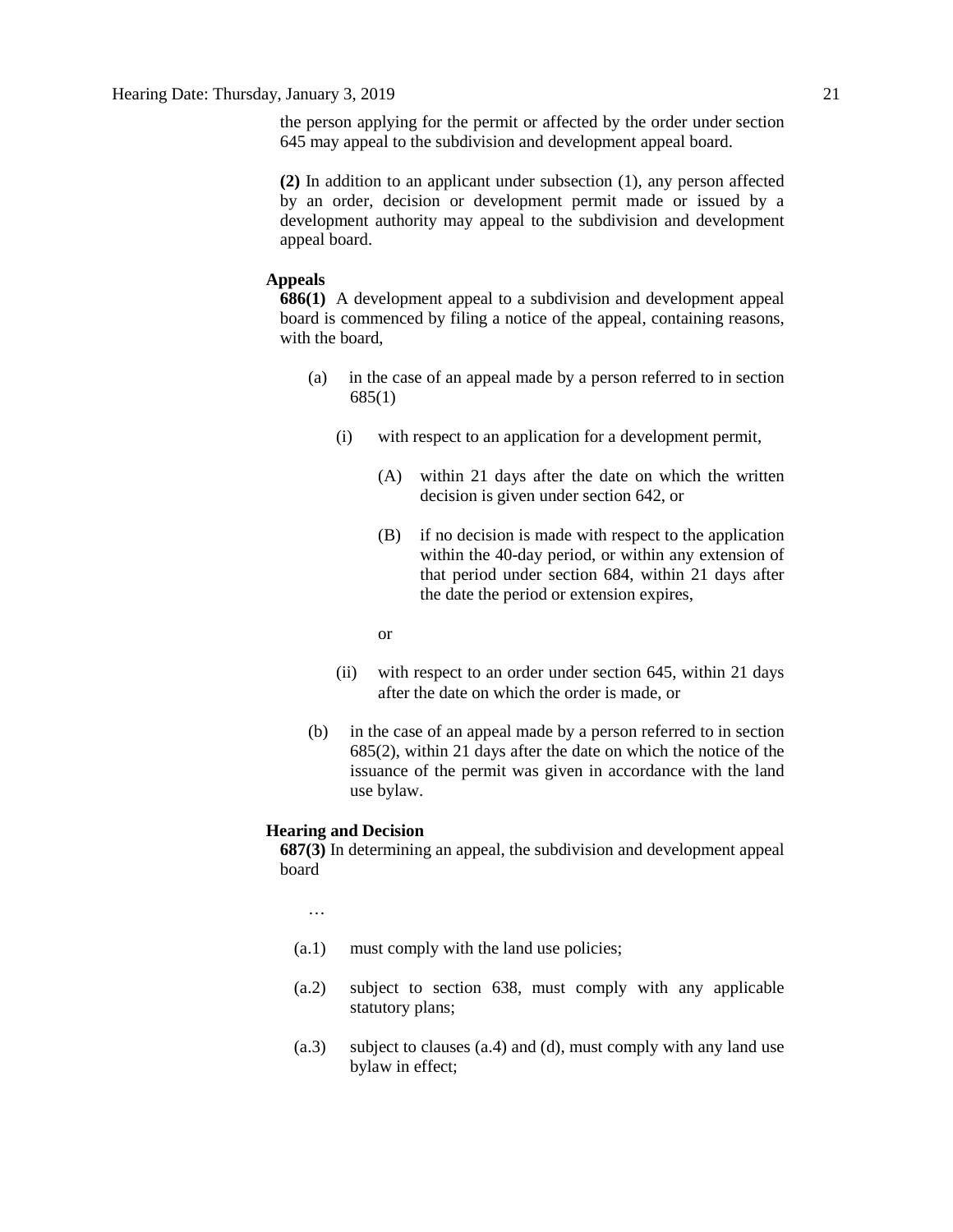the person applying for the permit or affected by the order under section 645 may appeal to the subdivision and development appeal board.

**(2)** In addition to an applicant under subsection (1), any person affected by an order, decision or development permit made or issued by a development authority may appeal to the subdivision and development appeal board.

**Appeals**

**686(1)** A development appeal to a subdivision and development appeal board is commenced by filing a notice of the appeal, containing reasons, with the board,

(a) in the case of an appeal made by a person referred to in section 685(1)

(i) with respect to an application for a development permit,

(A) within 21 days after the date on which the written decision is given under section 642, or

(B) if no decision is made with respect to the application within the 40-day period, or within any extension of that period under section 684, within 21 days after the date the period or extension expires,

or

(ii) with respect to an order under section 645, within 21 days after the date on which the order is made, or

(b) in the case of an appeal made by a person referred to in section 685(2), within 21 days after the date on which the notice of the issuance of the permit was given in accordance with the land use bylaw.

**Hearing and Decision**

**687(3)** In determining an appeal, the subdivision and development appeal board

…

(a.1) must comply with the land use policies;

(a.2) subject to section 638, must comply with any applicable statutory plans;

(a.3) subject to clauses (a.4) and (d), must comply with any land use bylaw in effect;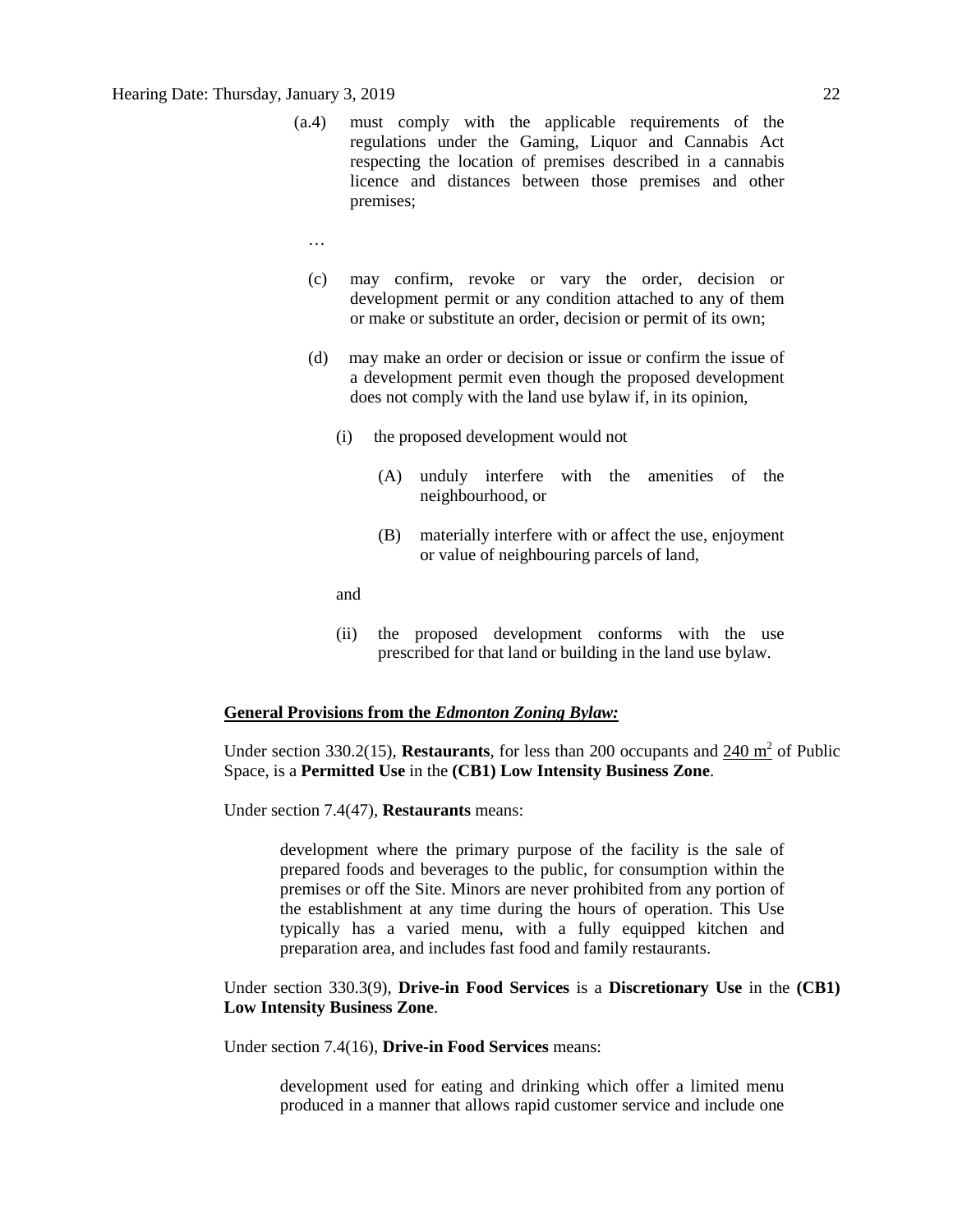(a.4) must comply with the applicable requirements of the regulations under the Gaming, Liquor and Cannabis Act respecting the location of premises described in a cannabis licence and distances between those premises and other premises;

…

(c) may confirm, revoke or vary the order, decision or development permit or any condition attached to any of them or make or substitute an order, decision or permit of its own;

(d) may make an order or decision or issue or confirm the issue of a development permit even though the proposed development does not comply with the land use bylaw if, in its opinion,

(i) the proposed development would not

(A) unduly interfere with the amenities of the neighbourhood, or

(B) materially interfere with or affect the use, enjoyment or value of neighbouring parcels of land,

and

(ii) the proposed development conforms with the use prescribed for that land or building in the land use bylaw.

**General Provisions from the *Edmonton Zoning Bylaw:***

Under section 330.2(15), **Restaurants**, for less than 200 occupants and 240 m$^2$ of Public Space, is a **Permitted Use** in the **(CB1) Low Intensity Business Zone**.

Under section 7.4(47), **Restaurants** means:

> development where the primary purpose of the facility is the sale of prepared foods and beverages to the public, for consumption within the premises or off the Site. Minors are never prohibited from any portion of the establishment at any time during the hours of operation. This Use typically has a varied menu, with a fully equipped kitchen and preparation area, and includes fast food and family restaurants.

Under section 330.3(9), **Drive-in Food Services** is a **Discretionary Use** in the **(CB1) Low Intensity Business Zone**.

Under section 7.4(16), **Drive-in Food Services** means:

> development used for eating and drinking which offer a limited menu produced in a manner that allows rapid customer service and include one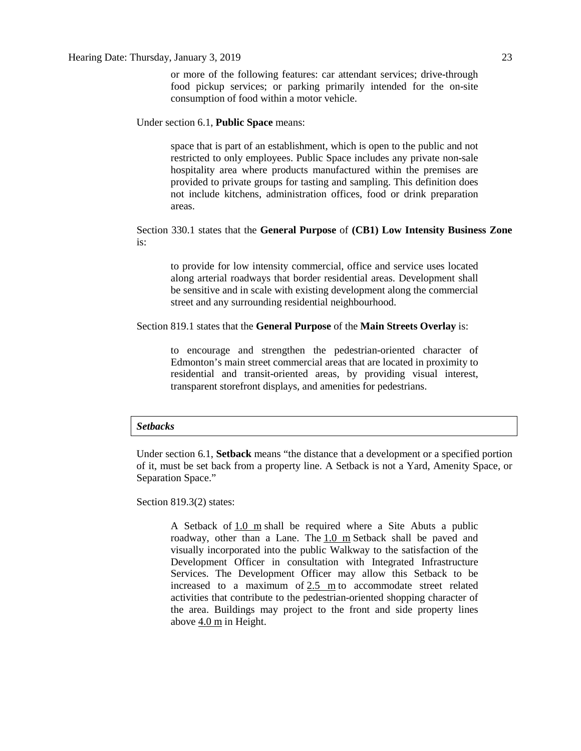or more of the following features: car attendant services; drive-through food pickup services; or parking primarily intended for the on-site consumption of food within a motor vehicle.

Under section 6.1, **Public Space** means:

> space that is part of an establishment, which is open to the public and not restricted to only employees. Public Space includes any private non-sale hospitality area where products manufactured within the premises are provided to private groups for tasting and sampling. This definition does not include kitchens, administration offices, food or drink preparation areas.

Section 330.1 states that the **General Purpose** of **(CB1) Low Intensity Business Zone** is:

> to provide for low intensity commercial, office and service uses located along arterial roadways that border residential areas. Development shall be sensitive and in scale with existing development along the commercial street and any surrounding residential neighbourhood.

Section 819.1 states that the **General Purpose** of the **Main Streets Overlay** is:

> to encourage and strengthen the pedestrian-oriented character of Edmonton's main street commercial areas that are located in proximity to residential and transit-oriented areas, by providing visual interest, transparent storefront displays, and amenities for pedestrians.

| ***Setbacks*** |
|---|

Under section 6.1, **Setback** means "the distance that a development or a specified portion of it, must be set back from a property line. A Setback is not a Yard, Amenity Space, or Separation Space."

Section 819.3(2) states:

> A Setback of 1.0 m shall be required where a Site Abuts a public roadway, other than a Lane. The 1.0 m Setback shall be paved and visually incorporated into the public Walkway to the satisfaction of the Development Officer in consultation with Integrated Infrastructure Services. The Development Officer may allow this Setback to be increased to a maximum of 2.5 m to accommodate street related activities that contribute to the pedestrian-oriented shopping character of the area. Buildings may project to the front and side property lines above 4.0 m in Height.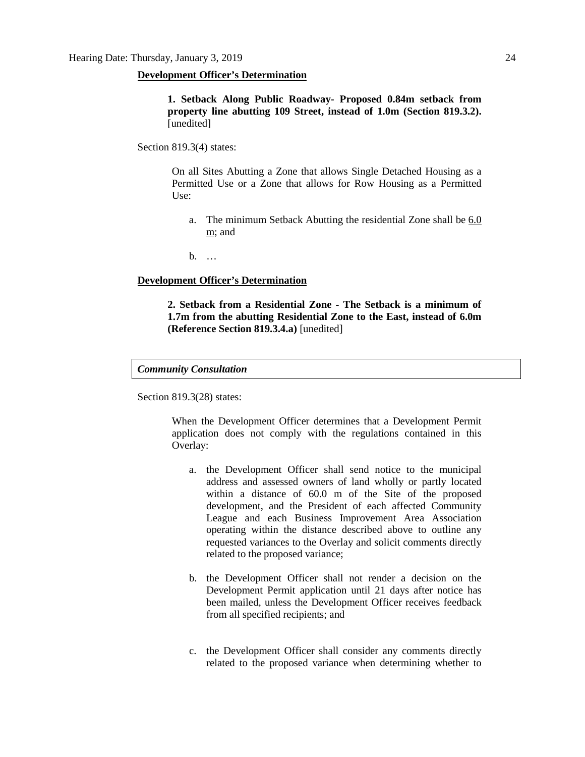**Development Officer's Determination**

> **1. Setback Along Public Roadway- Proposed 0.84m setback from property line abutting 109 Street, instead of 1.0m (Section 819.3.2).** [unedited]

Section 819.3(4) states:

> On all Sites Abutting a Zone that allows Single Detached Housing as a Permitted Use or a Zone that allows for Row Housing as a Permitted Use:
>
> a. The minimum Setback Abutting the residential Zone shall be 6.0 m; and
>
> b. …

**Development Officer's Determination**

> **2. Setback from a Residential Zone - The Setback is a minimum of 1.7m from the abutting Residential Zone to the East, instead of 6.0m (Reference Section 819.3.4.a)** [unedited]

***Community Consultation***

Section 819.3(28) states:

> When the Development Officer determines that a Development Permit application does not comply with the regulations contained in this Overlay:
>
> a. the Development Officer shall send notice to the municipal address and assessed owners of land wholly or partly located within a distance of 60.0 m of the Site of the proposed development, and the President of each affected Community League and each Business Improvement Area Association operating within the distance described above to outline any requested variances to the Overlay and solicit comments directly related to the proposed variance;
>
> b. the Development Officer shall not render a decision on the Development Permit application until 21 days after notice has been mailed, unless the Development Officer receives feedback from all specified recipients; and
>
> c. the Development Officer shall consider any comments directly related to the proposed variance when determining whether to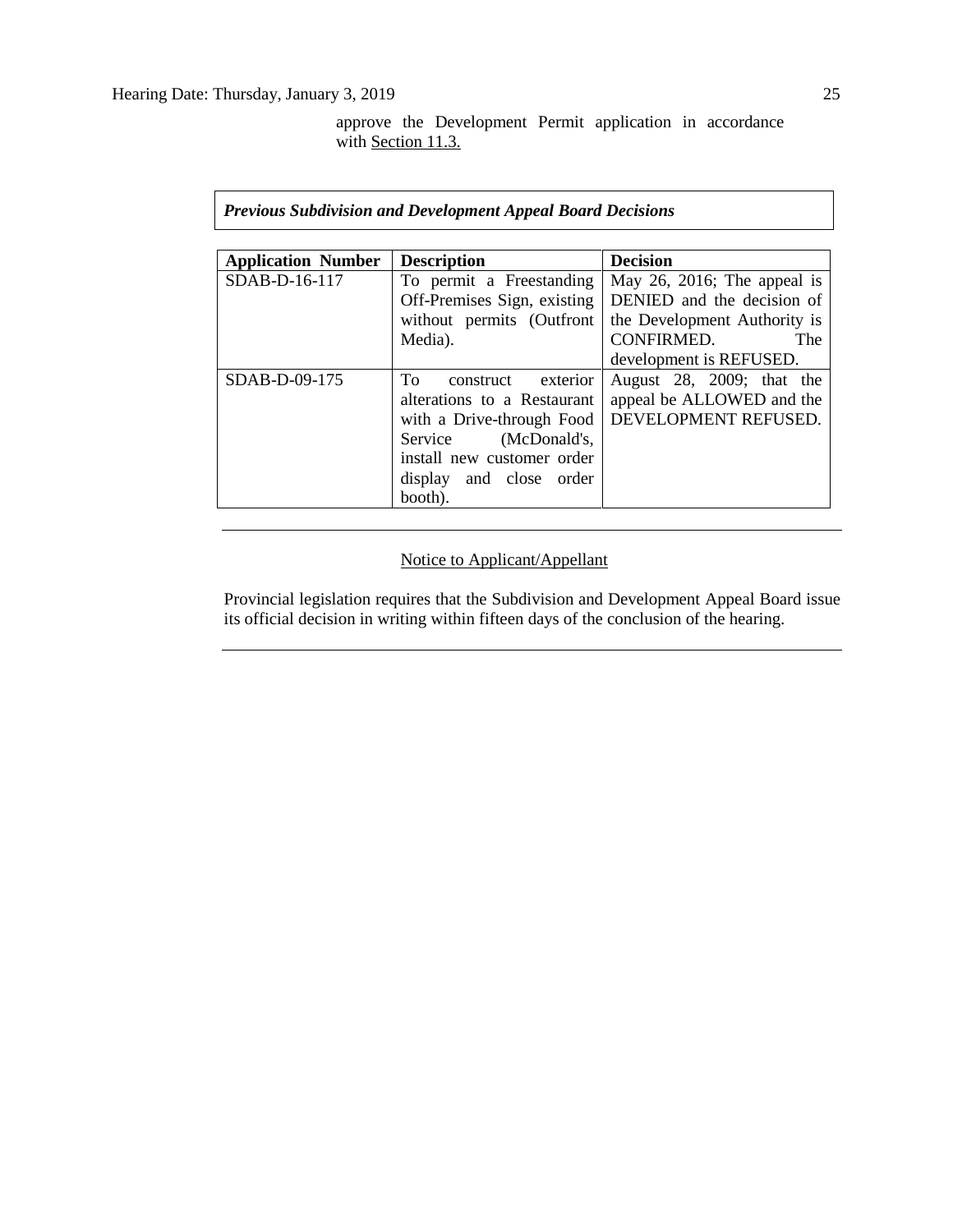approve the Development Permit application in accordance with <u>Section 11.3.</u>

***Previous Subdivision and Development Appeal Board Decisions***

| Application Number | Description | Decision |
|---|---|---|
| SDAB-D-16-117 | To permit a Freestanding Off-Premises Sign, existing without permits (Outfront Media). | May 26, 2016; The appeal is DENIED and the decision of the Development Authority is CONFIRMED. The development is REFUSED. |
| SDAB-D-09-175 | To construct exterior alterations to a Restaurant with a Drive-through Food Service (McDonald's, install new customer order display and close order booth). | August 28, 2009; that the appeal be ALLOWED and the DEVELOPMENT REFUSED. |

---

<u>Notice to Applicant/Appellant</u>

Provincial legislation requires that the Subdivision and Development Appeal Board issue its official decision in writing within fifteen days of the conclusion of the hearing.

---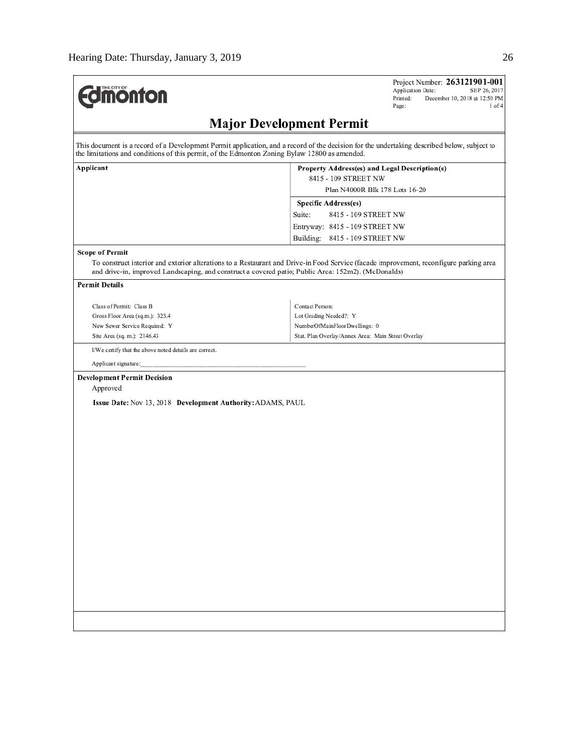Project Number: **263121901-001**
Application Date: SEP 26, 2017
Printed: December 10, 2018 at 12:50 PM
Page: 1 of 4

## Major Development Permit

This document is a record of a Development Permit application, and a record of the decision for the undertaking described below, subject to the limitations and conditions of this permit, of the Edmonton Zoning Bylaw 12800 as amended.

| Applicant | Property Address(es) and Legal Description(s) |
|---|---|
| | 8415 - 109 STREET NW |
| | Plan N4000R Blk 178 Lots 16-20 |
| | **Specific Address(es)** |
| | Suite: 8415 - 109 STREET NW |
| | Entryway: 8415 - 109 STREET NW |
| | Building: 8415 - 109 STREET NW |

**Scope of Permit**

To construct interior and exterior alterations to a Restaurant and Drive-in Food Service (facade improvement, reconfigure parking area and drive-in, improved Landscaping, and construct a covered patio; Public Area: 152m2). (McDonalds)

**Permit Details**

| | |
|---|---|
| Class of Permit: Class B | Contact Person: |
| Gross Floor Area (sq.m.): 323.4 | Lot Grading Needed?: Y |
| New Sewer Service Required: Y | NumberOfMainFloorDwellings: 0 |
| Site Area (sq. m.): 2146.43 | Stat. Plan Overlay/Annex Area: Main Street Overlay |

I/We certify that the above noted details are correct.

Applicant signature:_______________________________

**Development Permit Decision**

Approved

**Issue Date:** Nov 13, 2018 **Development Authority:** ADAMS, PAUL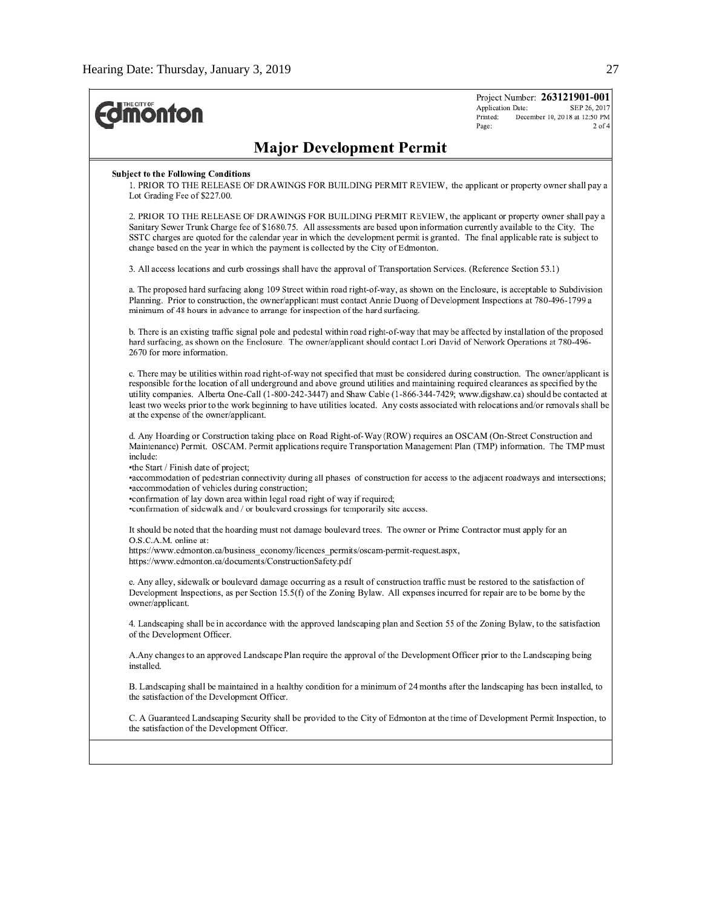Project Number: **263121901-001**
Application Date: SEP 26, 2017
Printed: December 10, 2018 at 12:50 PM
Page: 2 of 4

# Major Development Permit

**Subject to the Following Conditions**

1. PRIOR TO THE RELEASE OF DRAWINGS FOR BUILDING PERMIT REVIEW, the applicant or property owner shall pay a Lot Grading Fee of $227.00.

2. PRIOR TO THE RELEASE OF DRAWINGS FOR BUILDING PERMIT REVIEW, the applicant or property owner shall pay a Sanitary Sewer Trunk Charge fee of $1680.75. All assessments are based upon information currently available to the City. The SSTC charges are quoted for the calendar year in which the development permit is granted. The final applicable rate is subject to change based on the year in which the payment is collected by the City of Edmonton.

3. All access locations and curb crossings shall have the approval of Transportation Services. (Reference Section 53.1)

a. The proposed hard surfacing along 109 Street within road right-of-way, as shown on the Enclosure, is acceptable to Subdivision Planning. Prior to construction, the owner/applicant must contact Annie Duong of Development Inspections at 780-496-1799 a minimum of 48 hours in advance to arrange for inspection of the hard surfacing.

b. There is an existing traffic signal pole and pedestal within road right-of-way that may be affected by installation of the proposed hard surfacing, as shown on the Enclosure. The owner/applicant should contact Lori David of Network Operations at 780-496-2670 for more information.

c. There may be utilities within road right-of-way not specified that must be considered during construction. The owner/applicant is responsible for the location of all underground and above ground utilities and maintaining required clearances as specified by the utility companies. Alberta One-Call (1-800-242-3447) and Shaw Cable (1-866-344-7429; www.digshaw.ca) should be contacted at least two weeks prior to the work beginning to have utilities located. Any costs associated with relocations and/or removals shall be at the expense of the owner/applicant.

d. Any Hoarding or Construction taking place on Road Right-of-Way (ROW) requires an OSCAM (On-Street Construction and Maintenance) Permit. OSCAM. Permit applications require Transportation Management Plan (TMP) information. The TMP must include:
•the Start / Finish date of project;
•accommodation of pedestrian connectivity during all phases of construction for access to the adjacent roadways and intersections;
•accommodation of vehicles during construction;
•confirmation of lay down area within legal road right of way if required;
•confirmation of sidewalk and / or boulevard crossings for temporarily site access.

It should be noted that the hoarding must not damage boulevard trees. The owner or Prime Contractor must apply for an O.S.C.A.M. online at:
https://www.edmonton.ca/business_economy/licences_permits/oscam-permit-request.aspx,
https://www.edmonton.ca/documents/ConstructionSafety.pdf

e. Any alley, sidewalk or boulevard damage occurring as a result of construction traffic must be restored to the satisfaction of Development Inspections, as per Section 15.5(f) of the Zoning Bylaw. All expenses incurred for repair are to be borne by the owner/applicant.

4. Landscaping shall be in accordance with the approved landscaping plan and Section 55 of the Zoning Bylaw, to the satisfaction of the Development Officer.

A.Any changes to an approved Landscape Plan require the approval of the Development Officer prior to the Landscaping being installed.

B. Landscaping shall be maintained in a healthy condition for a minimum of 24 months after the landscaping has been installed, to the satisfaction of the Development Officer.

C. A Guaranteed Landscaping Security shall be provided to the City of Edmonton at the time of Development Permit Inspection, to the satisfaction of the Development Officer.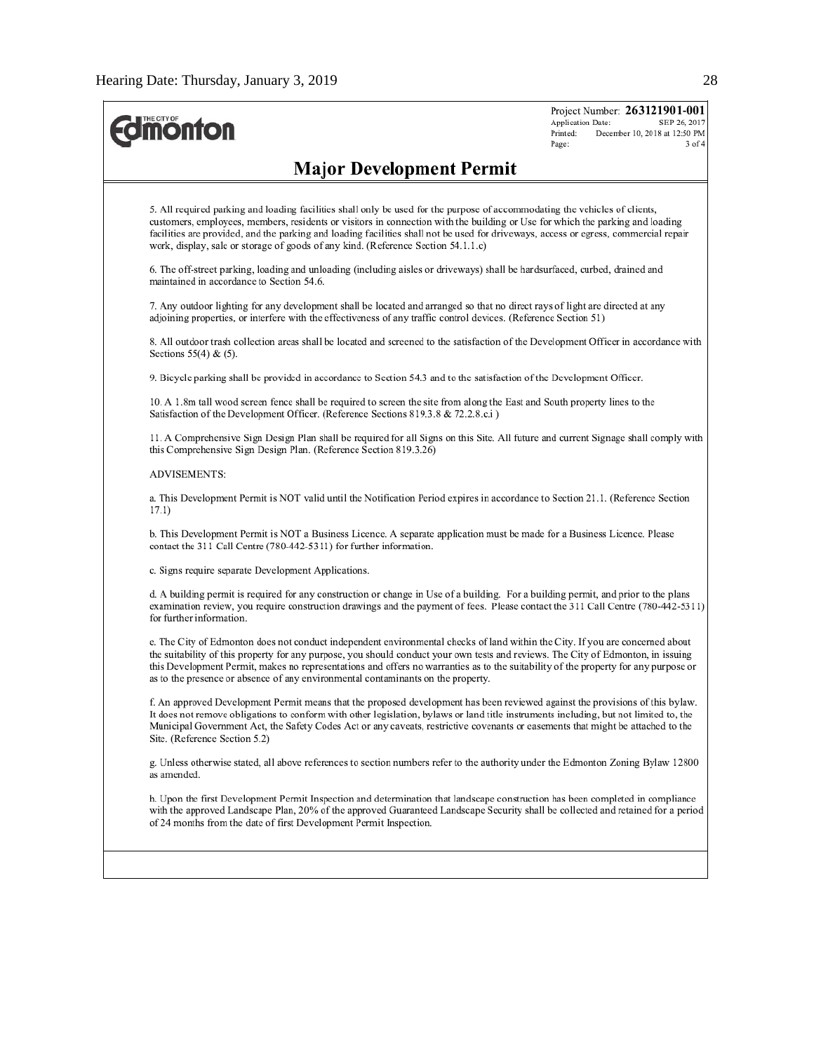Project Number: **263121901-001**
Application Date: SEP 26, 2017
Printed: December 10, 2018 at 12:50 PM

# Major Development Permit

5. All required parking and loading facilities shall only be used for the purpose of accommodating the vehicles of clients, customers, employees, members, residents or visitors in connection with the building or Use for which the parking and loading facilities are provided, and the parking and loading facilities shall not be used for driveways, access or egress, commercial repair work, display, sale or storage of goods of any kind. (Reference Section 54.1.1.c)

6. The off-street parking, loading and unloading (including aisles or driveways) shall be hardsurfaced, curbed, drained and maintained in accordance to Section 54.6.

7. Any outdoor lighting for any development shall be located and arranged so that no direct rays of light are directed at any adjoining properties, or interfere with the effectiveness of any traffic control devices. (Reference Section 51)

8. All outdoor trash collection areas shall be located and screened to the satisfaction of the Development Officer in accordance with Sections 55(4) & (5).

9. Bicycle parking shall be provided in accordance to Section 54.3 and to the satisfaction of the Development Officer.

10. A 1.8m tall wood screen fence shall be required to screen the site from along the East and South property lines to the Satisfaction of the Development Officer. (Reference Sections 819.3.8 & 72.2.8.c.i )

11. A Comprehensive Sign Design Plan shall be required for all Signs on this Site. All future and current Signage shall comply with this Comprehensive Sign Design Plan. (Reference Section 819.3.26)

ADVISEMENTS:

a. This Development Permit is NOT valid until the Notification Period expires in accordance to Section 21.1. (Reference Section 17.1)

b. This Development Permit is NOT a Business Licence. A separate application must be made for a Business Licence. Please contact the 311 Call Centre (780-442-5311) for further information.

c. Signs require separate Development Applications.

d. A building permit is required for any construction or change in Use of a building. For a building permit, and prior to the plans examination review, you require construction drawings and the payment of fees. Please contact the 311 Call Centre (780-442-5311) for further information.

e. The City of Edmonton does not conduct independent environmental checks of land within the City. If you are concerned about the suitability of this property for any purpose, you should conduct your own tests and reviews. The City of Edmonton, in issuing this Development Permit, makes no representations and offers no warranties as to the suitability of the property for any purpose or as to the presence or absence of any environmental contaminants on the property.

f. An approved Development Permit means that the proposed development has been reviewed against the provisions of this bylaw. It does not remove obligations to conform with other legislation, bylaws or land title instruments including, but not limited to, the Municipal Government Act, the Safety Codes Act or any caveats, restrictive covenants or easements that might be attached to the Site. (Reference Section 5.2)

g. Unless otherwise stated, all above references to section numbers refer to the authority under the Edmonton Zoning Bylaw 12800 as amended.

h. Upon the first Development Permit Inspection and determination that landscape construction has been completed in compliance with the approved Landscape Plan, 20% of the approved Guaranteed Landscape Security shall be collected and retained for a period of 24 months from the date of first Development Permit Inspection.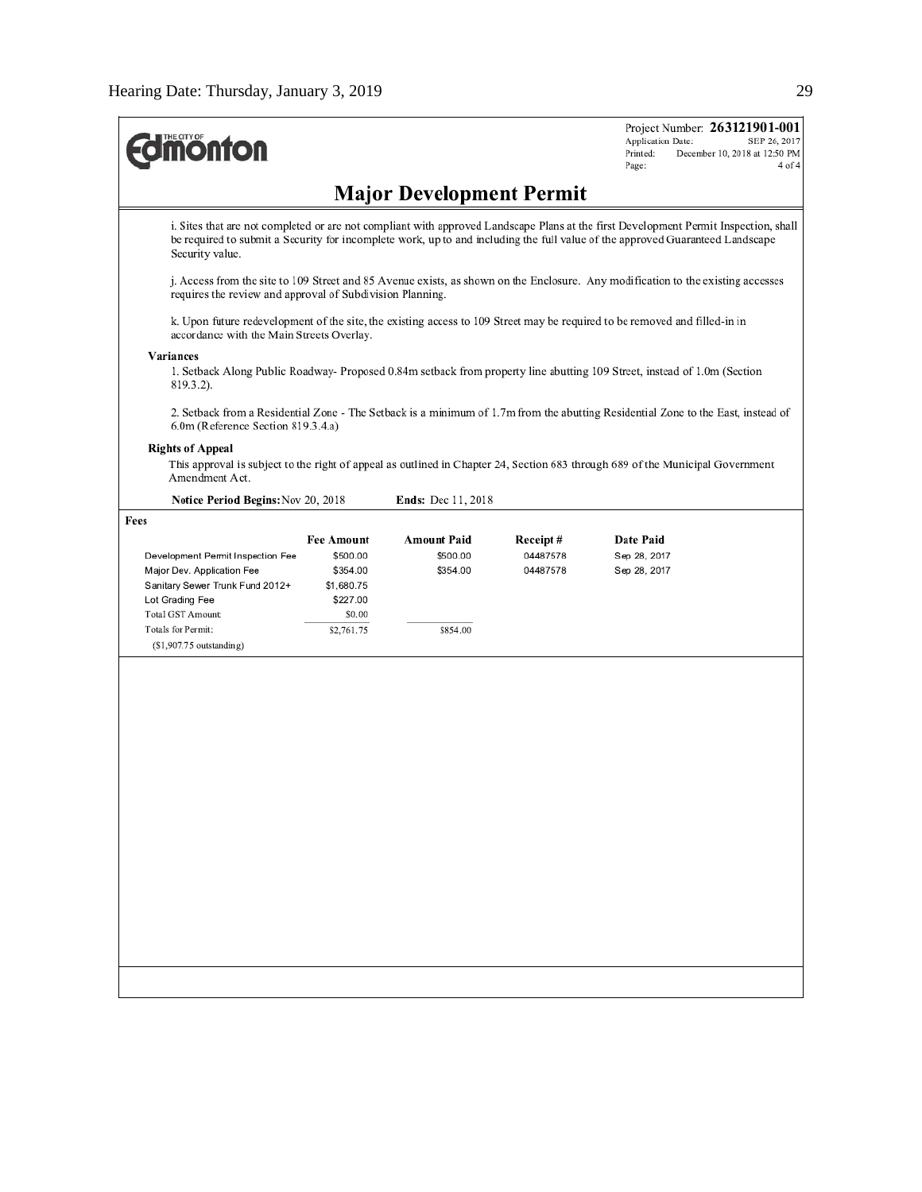Project Number: **263121901-001**
Application Date: SEP 26, 2017
Printed: December 10, 2018 at 12:50 PM

# Major Development Permit

i. Sites that are not completed or are not compliant with approved Landscape Plans at the first Development Permit Inspection, shall be required to submit a Security for incomplete work, up to and including the full value of the approved Guaranteed Landscape Security value.

j. Access from the site to 109 Street and 85 Avenue exists, as shown on the Enclosure. Any modification to the existing accesses requires the review and approval of Subdivision Planning.

k. Upon future redevelopment of the site, the existing access to 109 Street may be required to be removed and filled-in in accordance with the Main Streets Overlay.

**Variances**

1. Setback Along Public Roadway- Proposed 0.84m setback from property line abutting 109 Street, instead of 1.0m (Section 819.3.2).

2. Setback from a Residential Zone - The Setback is a minimum of 1.7m from the abutting Residential Zone to the East, instead of 6.0m (Reference Section 819.3.4.a)

**Rights of Appeal**

This approval is subject to the right of appeal as outlined in Chapter 24, Section 683 through 689 of the Municipal Government Amendment Act.

**Notice Period Begins:** Nov 20, 2018 **Ends:** Dec 11, 2018

**Fees**

| | Fee Amount | Amount Paid | Receipt # | Date Paid |
|---|---|---|---|---|
| Development Permit Inspection Fee | $500.00 | $500.00 | 04487578 | Sep 28, 2017 |
| Major Dev. Application Fee | $354.00 | $354.00 | 04487578 | Sep 28, 2017 |
| Sanitary Sewer Trunk Fund 2012+ | $1,680.75 | | | |
| Lot Grading Fee | $227.00 | | | |
| Total GST Amount: | $0.00 | | | |
| Totals for Permit: | $2,761.75 | $854.00 | | |
| ($1,907.75 outstanding) | | | | |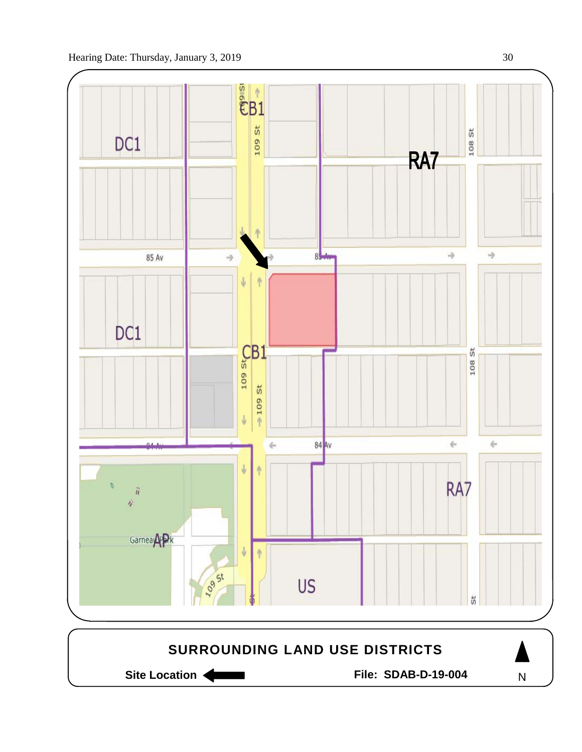Hearing Date: Thursday, January 3, 2019

DC1

CB1

109 St

RA7

108 St

85 Av

DC1

CB1

109 St

109 St

108 St

84 Av

84 Av

RA7

Garneau Park

AP

109 St

US

**SURROUNDING LAND USE DISTRICTS**

**Site Location**

**File: SDAB-D-19-004**

N